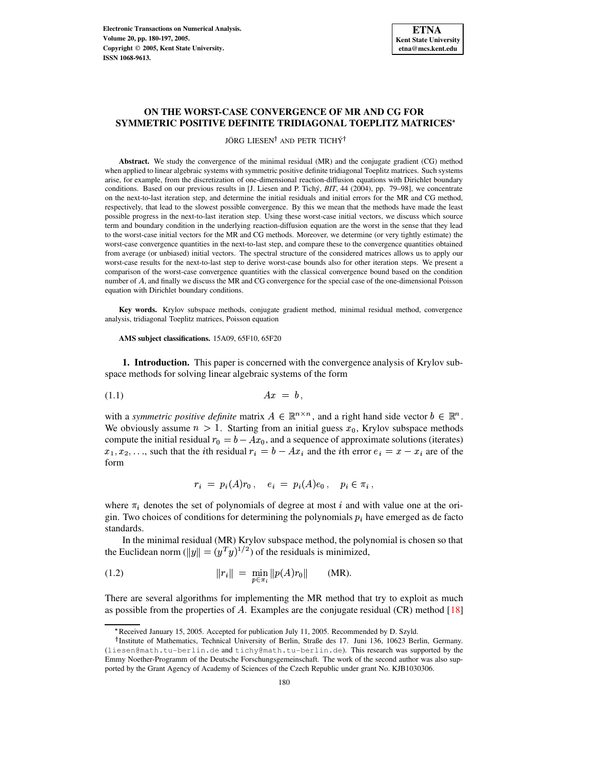# ON THE WORST-CASE CONVERGENCE OF MR AND CG FOR SYMMETRIC POSITIVE DEFINITE TRIDIAGONAL TOEPLITZ MATRICES*

JÖRG LIESEN† AND PETR TICHÝ†

**Abstract.** We study the convergence of the minimal residual (MR) and the conjugate gradient (CG) method when applied to linear algebraic systems with symmetric positive definite tridiagonal Toeplitz matrices. Such systems arise, for example, from the discretization of one-dimensional reaction-diffusion equations with Dirichlet boundary conditions. Based on our previous results in [J. Liesen and P. Tichý, *BIT*, 44 (2004), pp. 79–98], we concentrate on the next-to-last iteration step, and determine the initial residuals and initial errors for the MR and CG method, respectively, that lead to the slowest possible convergence. By this we mean that the methods have made the least possible progress in the next-to-last iteration step. Using these worst-case initial vectors, we discuss which source term and boundary condition in the underlying reaction-diffusion equation are the worst in the sense that they lead to the worst-case initial vectors for the MR and CG methods. Moreover, we determine (or very tightly estimate) the worst-case convergence quantities in the next-to-last step, and compare these to the convergence quantities obtained from average (or unbiased) initial vectors. The spectral structure of the considered matrices allows us to apply our worst-case results for the next-to-last step to derive worst-case bounds also for other iteration steps. We present a comparison of the worst-case convergence quantities with the classical convergence bound based on the condition number of $A$, and finally we discuss the MR and CG convergence for the special case of the one-dimensional Poisson equation with Dirichlet boundary conditions.

**Key words.** Krylov subspace methods, conjugate gradient method, minimal residual method, convergence analysis, tridiagonal Toeplitz matrices, Poisson equation

**AMS subject classifications.** 15A09, 65F10, 65F20

**1. Introduction.** This paper is concerned with the convergence analysis of Krylov subspace methods for solving linear algebraic systems of the form

$$Ax = b, \tag{1.1}$$

with a *symmetric positive definite* matrix $A \in \mathbb{R}^{n\times n}$, and a right hand side vector $b \in \mathbb{R}^n$. We obviously assume $n > 1$. Starting from an initial guess $x_0$, Krylov subspace methods compute the initial residual $r_0 = b - Ax_0$, and a sequence of approximate solutions (iterates) $x_1, x_2, \ldots$, such that the $i$th residual $r_i = b - Ax_i$ and the $i$th error $e_i = x - x_i$ are of the form

$$r_i = p_i(A)r_0, \quad e_i = p_i(A)e_0, \quad p_i \in \pi_i,$$

where $\pi_i$ denotes the set of polynomials of degree at most $i$ and with value one at the origin. Two choices of conditions for determining the polynomials $p_i$ have emerged as de facto standards.

In the minimal residual (MR) Krylov subspace method, the polynomial is chosen so that the Euclidean norm ($\|y\| = (y^T y)^{1/2}$) of the residuals is minimized,

$$\|r_i\| = \min_{p\in\pi_i} \|p(A)r_0\| \qquad \text{(MR)}. \tag{1.2}$$

There are several algorithms for implementing the MR method that try to exploit as much as possible from the properties of $A$. Examples are the conjugate residual (CR) method [18]

*Received January 15, 2005. Accepted for publication July 11, 2005. Recommended by D. Szyld.

†Institute of Mathematics, Technical University of Berlin, Straße des 17. Juni 136, 10623 Berlin, Germany. (liesen@math.tu-berlin.de and tichy@math.tu-berlin.de). This research was supported by the Emmy Noether-Programm of the Deutsche Forschungsgemeinschaft. The work of the second author was also supported by the Grant Agency of Academy of Sciences of the Czech Republic under grant No. KJB1030306.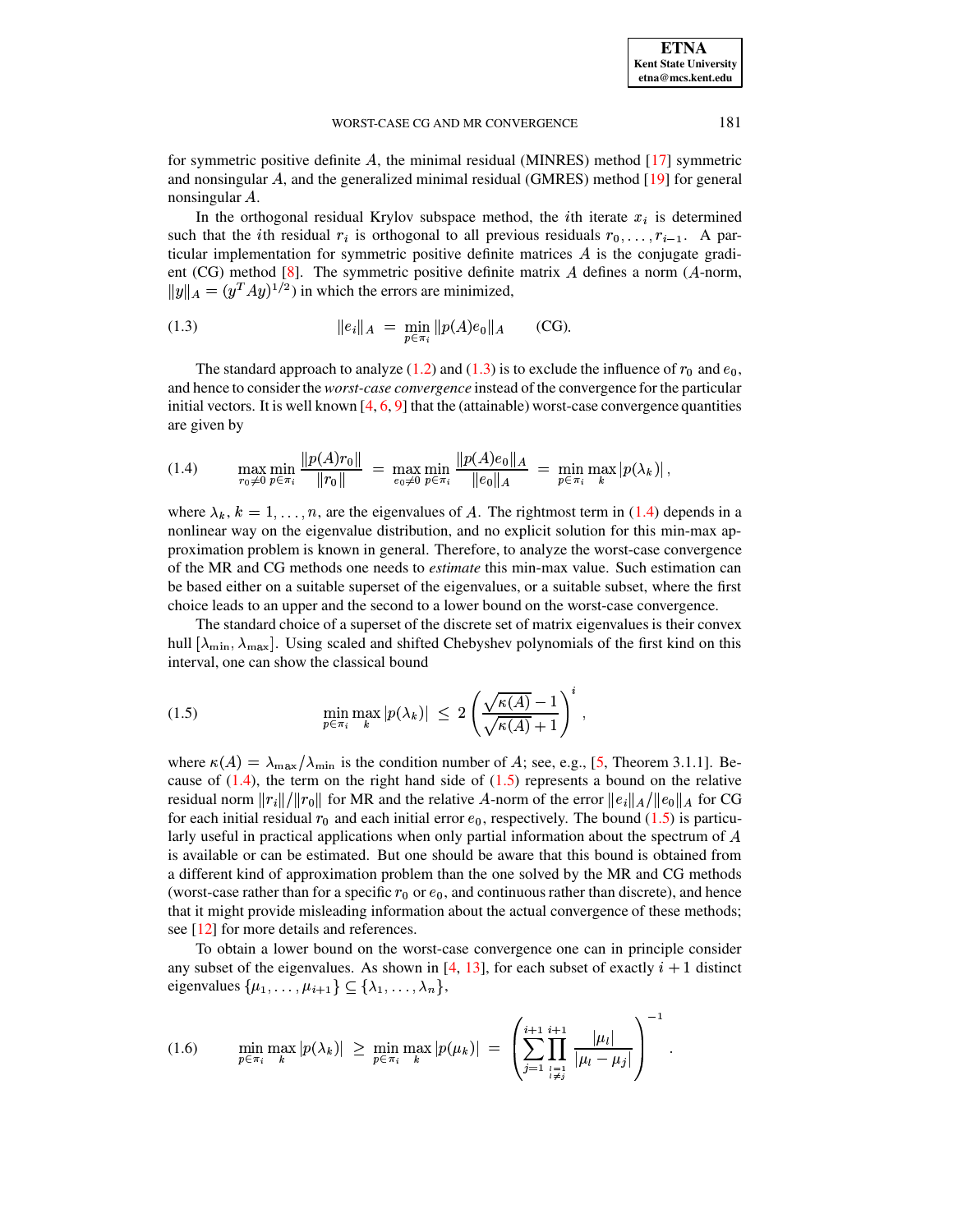for symmetric positive definite $A$, the minimal residual (MINRES) method [17] symmetric and nonsingular $A$, and the generalized minimal residual (GMRES) method [19] for general nonsingular $A$.

In the orthogonal residual Krylov subspace method, the $i$th iterate $x_i$ is determined such that the $i$th residual $r_i$ is orthogonal to all previous residuals $r_0, \ldots, r_{i-1}$. A particular implementation for symmetric positive definite matrices $A$ is the conjugate gradient (CG) method [8]. The symmetric positive definite matrix $A$ defines a norm ($A$-norm, $\|y\|_A = (y^T A y)^{1/2}$) in which the errors are minimized,

$$\|e_i\|_A \;=\; \min_{p \in \pi_i} \|p(A)e_0\|_A \qquad \text{(CG).} \tag{1.3}$$

The standard approach to analyze (1.2) and (1.3) is to exclude the influence of $r_0$ and $e_0$, and hence to consider the *worst-case convergence* instead of the convergence for the particular initial vectors. It is well known [4, 6, 9] that the (attainable) worst-case convergence quantities are given by

$$\max_{r_0 \neq 0} \min_{p \in \pi_i} \frac{\|p(A)r_0\|}{\|r_0\|} \;=\; \max_{e_0 \neq 0} \min_{p \in \pi_i} \frac{\|p(A)e_0\|_A}{\|e_0\|_A} \;=\; \min_{p \in \pi_i} \max_k |p(\lambda_k)|\,, \tag{1.4}$$

where $\lambda_k$, $k = 1, \ldots, n$, are the eigenvalues of $A$. The rightmost term in (1.4) depends in a nonlinear way on the eigenvalue distribution, and no explicit solution for this min-max approximation problem is known in general. Therefore, to analyze the worst-case convergence of the MR and CG methods one needs to *estimate* this min-max value. Such estimation can be based either on a suitable superset of the eigenvalues, or a suitable subset, where the first choice leads to an upper and the second to a lower bound on the worst-case convergence.

The standard choice of a superset of the discrete set of matrix eigenvalues is their convex hull $[\lambda_{\min}, \lambda_{\max}]$. Using scaled and shifted Chebyshev polynomials of the first kind on this interval, one can show the classical bound

$$\min_{p \in \pi_i} \max_k |p(\lambda_k)| \;\leq\; 2 \left( \frac{\sqrt{\kappa(A)} - 1}{\sqrt{\kappa(A)} + 1} \right)^i , \tag{1.5}$$

where $\kappa(A) = \lambda_{\max}/\lambda_{\min}$ is the condition number of $A$; see, e.g., [5, Theorem 3.1.1]. Because of (1.4), the term on the right hand side of (1.5) represents a bound on the relative residual norm $\|r_i\|/\|r_0\|$ for MR and the relative $A$-norm of the error $\|e_i\|_A/\|e_0\|_A$ for CG for each initial residual $r_0$ and each initial error $e_0$, respectively. The bound (1.5) is particularly useful in practical applications when only partial information about the spectrum of $A$ is available or can be estimated. But one should be aware that this bound is obtained from a different kind of approximation problem than the one solved by the MR and CG methods (worst-case rather than for a specific $r_0$ or $e_0$, and continuous rather than discrete), and hence that it might provide misleading information about the actual convergence of these methods; see [12] for more details and references.

To obtain a lower bound on the worst-case convergence one can in principle consider any subset of the eigenvalues. As shown in [4, 13], for each subset of exactly $i+1$ distinct eigenvalues $\{\mu_1, \ldots, \mu_{i+1}\} \subseteq \{\lambda_1, \ldots, \lambda_n\}$,

$$\min_{p \in \pi_i} \max_k |p(\lambda_k)| \;\geq\; \min_{p \in \pi_i} \max_k |p(\mu_k)| \;=\; \left( \sum_{j=1}^{i+1} \prod_{\substack{l=1 \\ l \neq j}}^{i+1} \frac{|\mu_l|}{|\mu_l - \mu_j|} \right)^{-1} . \tag{1.6}$$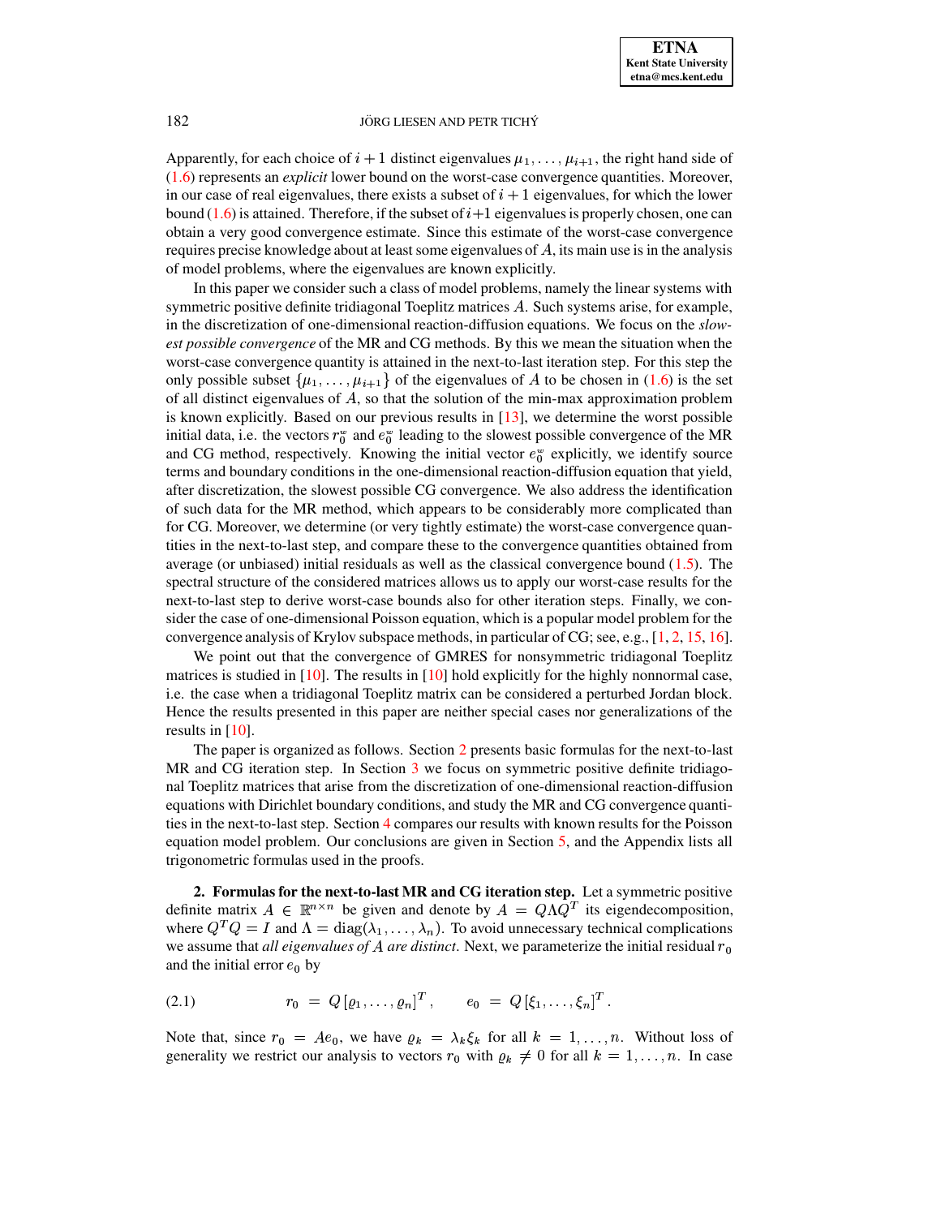Apparently, for each choice of $i+1$ distinct eigenvalues $\mu_1, \ldots, \mu_{i+1}$, the right hand side of (1.6) represents an *explicit* lower bound on the worst-case convergence quantities. Moreover, in our case of real eigenvalues, there exists a subset of $i+1$ eigenvalues, for which the lower bound (1.6) is attained. Therefore, if the subset of $i+1$ eigenvalues is properly chosen, one can obtain a very good convergence estimate. Since this estimate of the worst-case convergence requires precise knowledge about at least some eigenvalues of $A$, its main use is in the analysis of model problems, where the eigenvalues are known explicitly.

In this paper we consider such a class of model problems, namely the linear systems with symmetric positive definite tridiagonal Toeplitz matrices $A$. Such systems arise, for example, in the discretization of one-dimensional reaction-diffusion equations. We focus on the *slowest possible convergence* of the MR and CG methods. By this we mean the situation when the worst-case convergence quantity is attained in the next-to-last iteration step. For this step the only possible subset $\{\mu_1, \ldots, \mu_{i+1}\}$ of the eigenvalues of $A$ to be chosen in (1.6) is the set of all distinct eigenvalues of $A$, so that the solution of the min-max approximation problem is known explicitly. Based on our previous results in [13], we determine the worst possible initial data, i.e. the vectors $r_0^w$ and $e_0^w$ leading to the slowest possible convergence of the MR and CG method, respectively. Knowing the initial vector $e_0^w$ explicitly, we identify source terms and boundary conditions in the one-dimensional reaction-diffusion equation that yield, after discretization, the slowest possible CG convergence. We also address the identification of such data for the MR method, which appears to be considerably more complicated than for CG. Moreover, we determine (or very tightly estimate) the worst-case convergence quantities in the next-to-last step, and compare these to the convergence quantities obtained from average (or unbiased) initial residuals as well as the classical convergence bound (1.5). The spectral structure of the considered matrices allows us to apply our worst-case results for the next-to-last step to derive worst-case bounds also for other iteration steps. Finally, we consider the case of one-dimensional Poisson equation, which is a popular model problem for the convergence analysis of Krylov subspace methods, in particular of CG; see, e.g., [1, 2, 15, 16].

We point out that the convergence of GMRES for nonsymmetric tridiagonal Toeplitz matrices is studied in [10]. The results in [10] hold explicitly for the highly nonnormal case, i.e. the case when a tridiagonal Toeplitz matrix can be considered a perturbed Jordan block. Hence the results presented in this paper are neither special cases nor generalizations of the results in [10].

The paper is organized as follows. Section 2 presents basic formulas for the next-to-last MR and CG iteration step. In Section 3 we focus on symmetric positive definite tridiagonal Toeplitz matrices that arise from the discretization of one-dimensional reaction-diffusion equations with Dirichlet boundary conditions, and study the MR and CG convergence quantities in the next-to-last step. Section 4 compares our results with known results for the Poisson equation model problem. Our conclusions are given in Section 5, and the Appendix lists all trigonometric formulas used in the proofs.

## 2. Formulas for the next-to-last MR and CG iteration step.

Let a symmetric positive definite matrix $A \in \mathbb{R}^{n \times n}$ be given and denote by $A = Q \Lambda Q^T$ its eigendecomposition, where $Q^T Q = I$ and $\Lambda = \mathrm{diag}(\lambda_1, \ldots, \lambda_n)$. To avoid unnecessary technical complications we assume that *all eigenvalues of $A$ are distinct*. Next, we parameterize the initial residual $r_0$ and the initial error $e_0$ by

$$r_0 \;=\; Q\,[\varrho_1, \ldots, \varrho_n]^T\,, \qquad e_0 \;=\; Q\,[\xi_1, \ldots, \xi_n]^T\,. \tag{2.1}$$

Note that, since $r_0 = Ae_0$, we have $\varrho_k = \lambda_k \xi_k$ for all $k = 1, \ldots, n$. Without loss of generality we restrict our analysis to vectors $r_0$ with $\varrho_k \neq 0$ for all $k = 1, \ldots, n$. In case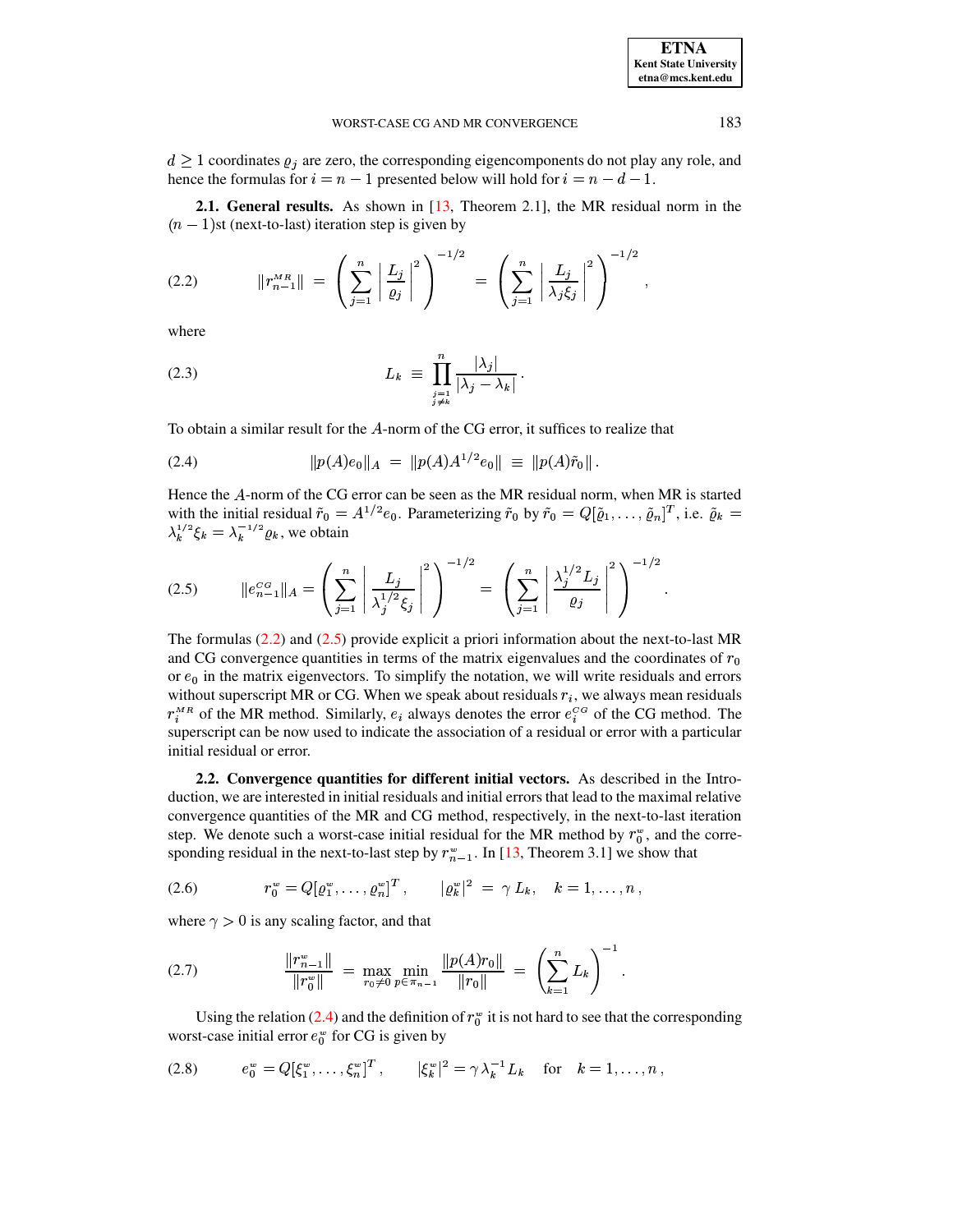$d \geq 1$ coordinates $\varrho_j$ are zero, the corresponding eigencomponents do not play any role, and hence the formulas for $i = n-1$ presented below will hold for $i = n - d - 1$.

**2.1. General results.** As shown in [13, Theorem 2.1], the MR residual norm in the $(n-1)$st (next-to-last) iteration step is given by

$$\|r_{n-1}^{MR}\| \;=\; \left( \sum_{j=1}^{n} \left| \frac{L_j}{\varrho_j} \right|^2 \right)^{-1/2} \;=\; \left( \sum_{j=1}^{n} \left| \frac{L_j}{\lambda_j \xi_j} \right|^2 \right)^{-1/2}, \tag{2.2}$$

where

$$L_k \;\equiv\; \prod_{\substack{j=1 \\ j \neq k}}^{n} \frac{|\lambda_j|}{|\lambda_j - \lambda_k|}\,. \tag{2.3}$$

To obtain a similar result for the $A$-norm of the CG error, it suffices to realize that

$$\|p(A)e_0\|_A \;=\; \|p(A)A^{1/2}e_0\| \;\equiv\; \|p(A)\tilde{r}_0\|\,. \tag{2.4}$$

Hence the $A$-norm of the CG error can be seen as the MR residual norm, when MR is started with the initial residual $\tilde{r}_0 = A^{1/2}e_0$. Parameterizing $\tilde{r}_0$ by $\tilde{r}_0 = Q[\tilde{\varrho}_1, \ldots, \tilde{\varrho}_n]^T$, i.e. $\tilde{\varrho}_k = \lambda_k^{1/2}\xi_k = \lambda_k^{-1/2}\varrho_k$, we obtain

$$\|e_{n-1}^{CG}\|_A = \left( \sum_{j=1}^{n} \left| \frac{L_j}{\lambda_j^{1/2}\xi_j} \right|^2 \right)^{-1/2} \;=\; \left( \sum_{j=1}^{n} \left| \frac{\lambda_j^{1/2} L_j}{\varrho_j} \right|^2 \right)^{-1/2}. \tag{2.5}$$

The formulas (2.2) and (2.5) provide explicit a priori information about the next-to-last MR and CG convergence quantities in terms of the matrix eigenvalues and the coordinates of $r_0$ or $e_0$ in the matrix eigenvectors. To simplify the notation, we will write residuals and errors without superscript MR or CG. When we speak about residuals $r_i$, we always mean residuals $r_i^{MR}$ of the MR method. Similarly, $e_i$ always denotes the error $e_i^{CG}$ of the CG method. The superscript can be now used to indicate the association of a residual or error with a particular initial residual or error.

**2.2. Convergence quantities for different initial vectors.** As described in the Introduction, we are interested in initial residuals and initial errors that lead to the maximal relative convergence quantities of the MR and CG method, respectively, in the next-to-last iteration step. We denote such a worst-case initial residual for the MR method by $r_0^w$, and the corresponding residual in the next-to-last step by $r_{n-1}^w$. In [13, Theorem 3.1] we show that

$$r_0^w = Q[\varrho_1^w, \ldots, \varrho_n^w]^T, \qquad |\varrho_k^w|^2 \;=\; \gamma\, L_k, \quad k = 1, \ldots, n, \tag{2.6}$$

where $\gamma > 0$ is any scaling factor, and that

$$\frac{\|r_{n-1}^w\|}{\|r_0^w\|} \;=\; \max_{r_0 \neq 0} \min_{p \in \pi_{n-1}} \frac{\|p(A)r_0\|}{\|r_0\|} \;=\; \left( \sum_{k=1}^{n} L_k \right)^{-1}. \tag{2.7}$$

Using the relation (2.4) and the definition of $r_0^w$ it is not hard to see that the corresponding worst-case initial error $e_0^w$ for CG is given by

$$e_0^w = Q[\xi_1^w, \ldots, \xi_n^w]^T, \qquad |\xi_k^w|^2 = \gamma\, \lambda_k^{-1} L_k \quad \text{for} \quad k = 1, \ldots, n, \tag{2.8}$$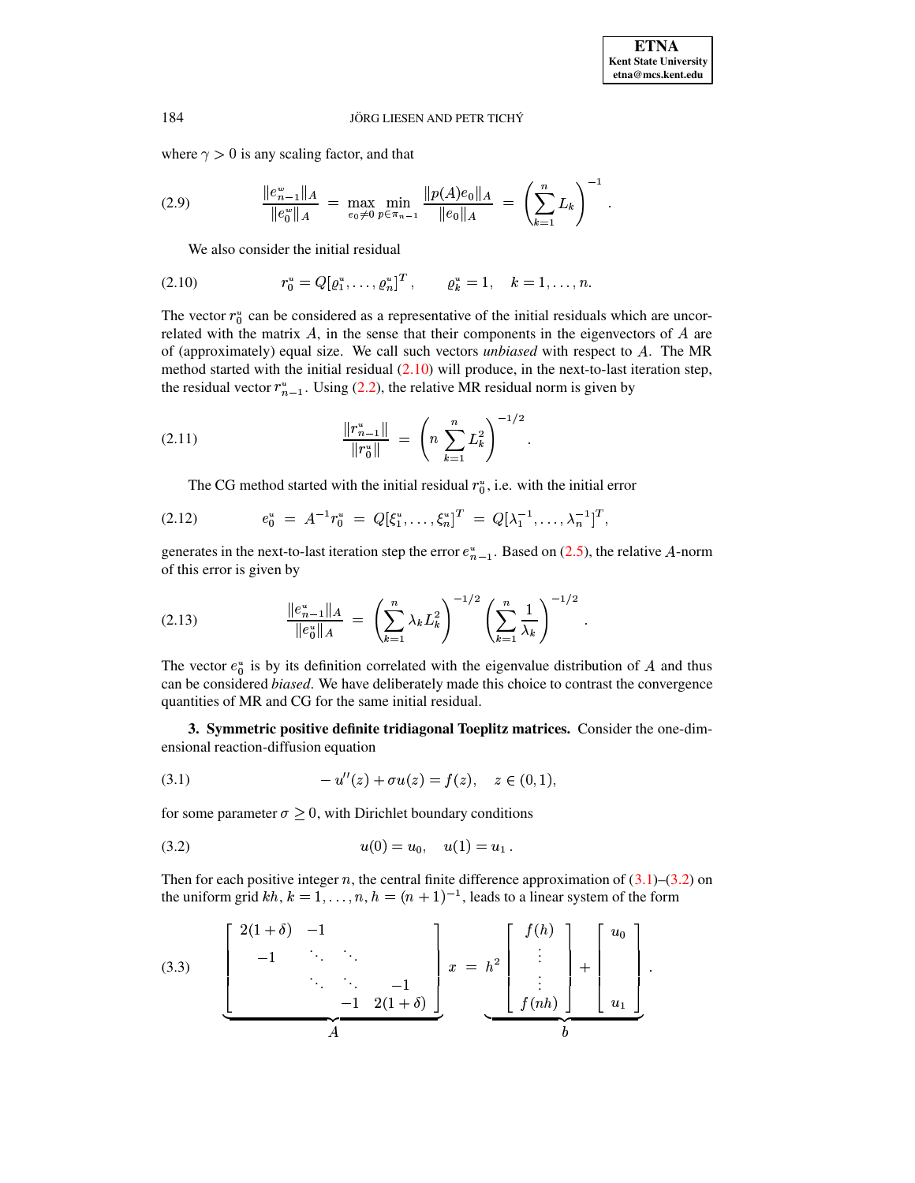where $\gamma > 0$ is any scaling factor, and that

$$\frac{\|e^w_{n-1}\|_A}{\|e^w_0\|_A} \;=\; \max_{e_0 \neq 0} \min_{p \in \pi_{n-1}} \frac{\|p(A)e_0\|_A}{\|e_0\|_A} \;=\; \left( \sum_{k=1}^{n} L_k \right)^{-1}. \tag{2.9}$$

We also consider the initial residual

$$r^u_0 = Q[\varrho^u_1, \ldots, \varrho^u_n]^T, \qquad \varrho^u_k = 1, \quad k = 1, \ldots, n. \tag{2.10}$$

The vector $r^u_0$ can be considered as a representative of the initial residuals which are uncorrelated with the matrix $A$, in the sense that their components in the eigenvectors of $A$ are of (approximately) equal size. We call such vectors *unbiased* with respect to $A$. The MR method started with the initial residual (2.10) will produce, in the next-to-last iteration step, the residual vector $r^u_{n-1}$. Using (2.2), the relative MR residual norm is given by

$$\frac{\|r^u_{n-1}\|}{\|r^u_0\|} \;=\; \left( n \sum_{k=1}^{n} L_k^2 \right)^{-1/2}. \tag{2.11}$$

The CG method started with the initial residual $r^u_0$, i.e. with the initial error

$$e^u_0 \;=\; A^{-1} r^u_0 \;=\; Q[\xi^u_1, \ldots, \xi^u_n]^T \;=\; Q[\lambda_1^{-1}, \ldots, \lambda_n^{-1}]^T, \tag{2.12}$$

generates in the next-to-last iteration step the error $e^u_{n-1}$. Based on (2.5), the relative $A$-norm of this error is given by

$$\frac{\|e^u_{n-1}\|_A}{\|e^u_0\|_A} \;=\; \left( \sum_{k=1}^{n} \lambda_k L_k^2 \right)^{-1/2} \left( \sum_{k=1}^{n} \frac{1}{\lambda_k} \right)^{-1/2}. \tag{2.13}$$

The vector $e^u_0$ is by its definition correlated with the eigenvalue distribution of $A$ and thus can be considered *biased*. We have deliberately made this choice to contrast the convergence quantities of MR and CG for the same initial residual.

## 3. Symmetric positive definite tridiagonal Toeplitz matrices.

Consider the one-dimensional reaction-diffusion equation

$$-\,u''(z) + \sigma u(z) = f(z), \quad z \in (0,1), \tag{3.1}$$

for some parameter $\sigma \geq 0$, with Dirichlet boundary conditions

$$u(0) = u_0, \quad u(1) = u_1\,. \tag{3.2}$$

Then for each positive integer $n$, the central finite difference approximation of (3.1)–(3.2) on the uniform grid $kh$, $k = 1, \ldots, n$, $h = (n+1)^{-1}$, leads to a linear system of the form

$$\underbrace{\begin{bmatrix} 2(1+\delta) & -1 & & \\ -1 & \ddots & \ddots & \\ & \ddots & \ddots & -1 \\ & & -1 & 2(1+\delta) \end{bmatrix}}_{A} x \;=\; \underbrace{h^2 \begin{bmatrix} f(h) \\ \vdots \\ \vdots \\ f(nh) \end{bmatrix} + \begin{bmatrix} u_0 \\ \\ \\ u_1 \end{bmatrix}}_{b}. \tag{3.3}$$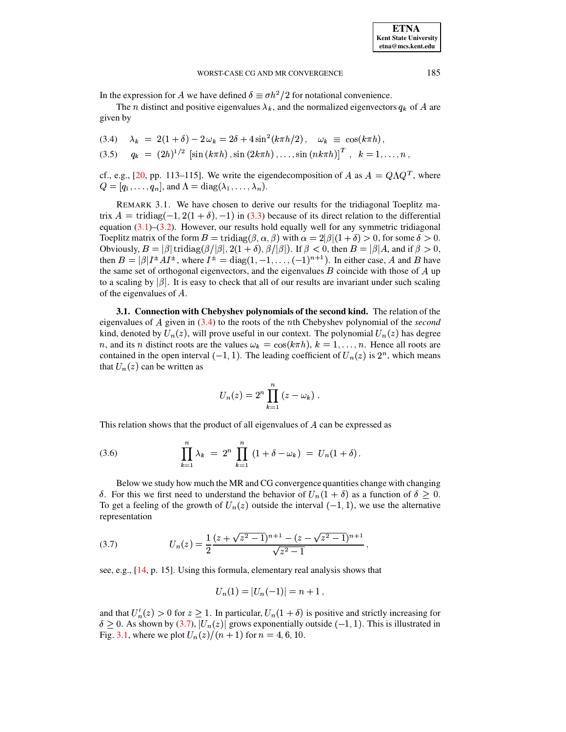In the expression for $A$ we have defined $\delta \equiv \sigma h^2/2$ for notational convenience.

The $n$ distinct and positive eigenvalues $\lambda_k$, and the normalized eigenvectors $q_k$ of $A$ are given by

$$\lambda_k = 2(1+\delta) - 2\,\omega_k = 2\delta + 4\sin^2(k\pi h/2)\,, \quad \omega_k \equiv \cos(k\pi h)\,, \tag{3.4}$$

$$q_k = (2h)^{1/2}\,\left[\sin(k\pi h)\,, \sin(2k\pi h)\,, \ldots, \sin(nk\pi h)\right]^T\,, \quad k = 1, \ldots, n\,, \tag{3.5}$$

cf., e.g., [20, pp. 113–115]. We write the eigendecomposition of $A$ as $A = Q\Lambda Q^T$, where $Q = [q_1, \ldots, q_n]$, and $\Lambda = \text{diag}(\lambda_1, \ldots, \lambda_n)$.

REMARK 3.1. We have chosen to derive our results for the tridiagonal Toeplitz matrix $A = \text{tridiag}(-1, 2(1+\delta), -1)$ in (3.3) because of its direct relation to the differential equation (3.1)–(3.2). However, our results hold equally well for any symmetric tridiagonal Toeplitz matrix of the form $B = \text{tridiag}(\beta, \alpha, \beta)$ with $\alpha = 2|\beta|(1+\delta) > 0$, for some $\delta > 0$. Obviously, $B = |\beta|\,\text{tridiag}(\beta/|\beta|, 2(1+\delta), \beta/|\beta|)$. If $\beta < 0$, then $B = |\beta| A$, and if $\beta > 0$, then $B = |\beta| I^{\pm} A I^{\pm}$, where $I^{\pm} = \text{diag}(1, -1, \ldots, (-1)^{n+1})$. In either case, $A$ and $B$ have the same set of orthogonal eigenvectors, and the eigenvalues $B$ coincide with those of $A$ up to a scaling by $|\beta|$. It is easy to check that all of our results are invariant under such scaling of the eigenvalues of $A$.

**3.1. Connection with Chebyshev polynomials of the second kind.** The relation of the eigenvalues of $A$ given in (3.4) to the roots of the $n$th Chebyshev polynomial of the *second* kind, denoted by $U_n(z)$, will prove useful in our context. The polynomial $U_n(z)$ has degree $n$, and its $n$ distinct roots are the values $\omega_k = \cos(k\pi h)$, $k = 1, \ldots, n$. Hence all roots are contained in the open interval $(-1, 1)$. The leading coefficient of $U_n(z)$ is $2^n$, which means that $U_n(z)$ can be written as

$$U_n(z) = 2^n \prod_{k=1}^{n} (z - \omega_k)\,.$$

This relation shows that the product of all eigenvalues of $A$ can be expressed as

$$\prod_{k=1}^{n} \lambda_k = 2^n \prod_{k=1}^{n} (1 + \delta - \omega_k) = U_n(1+\delta)\,. \tag{3.6}$$

Below we study how much the MR and CG convergence quantities change with changing $\delta$. For this we first need to understand the behavior of $U_n(1+\delta)$ as a function of $\delta \geq 0$. To get a feeling of the growth of $U_n(z)$ outside the interval $(-1, 1)$, we use the alternative representation

$$U_n(z) = \frac{1}{2}\,\frac{(z + \sqrt{z^2-1})^{n+1} - (z - \sqrt{z^2-1})^{n+1}}{\sqrt{z^2-1}}\,, \tag{3.7}$$

see, e.g., [14, p. 15]. Using this formula, elementary real analysis shows that

$$U_n(1) = |U_n(-1)| = n + 1\,,$$

and that $U_n'(z) > 0$ for $z \geq 1$. In particular, $U_n(1+\delta)$ is positive and strictly increasing for $\delta \geq 0$. As shown by (3.7), $|U_n(z)|$ grows exponentially outside $(-1, 1)$. This is illustrated in Fig. 3.1, where we plot $U_n(z)/(n+1)$ for $n = 4, 6, 10$.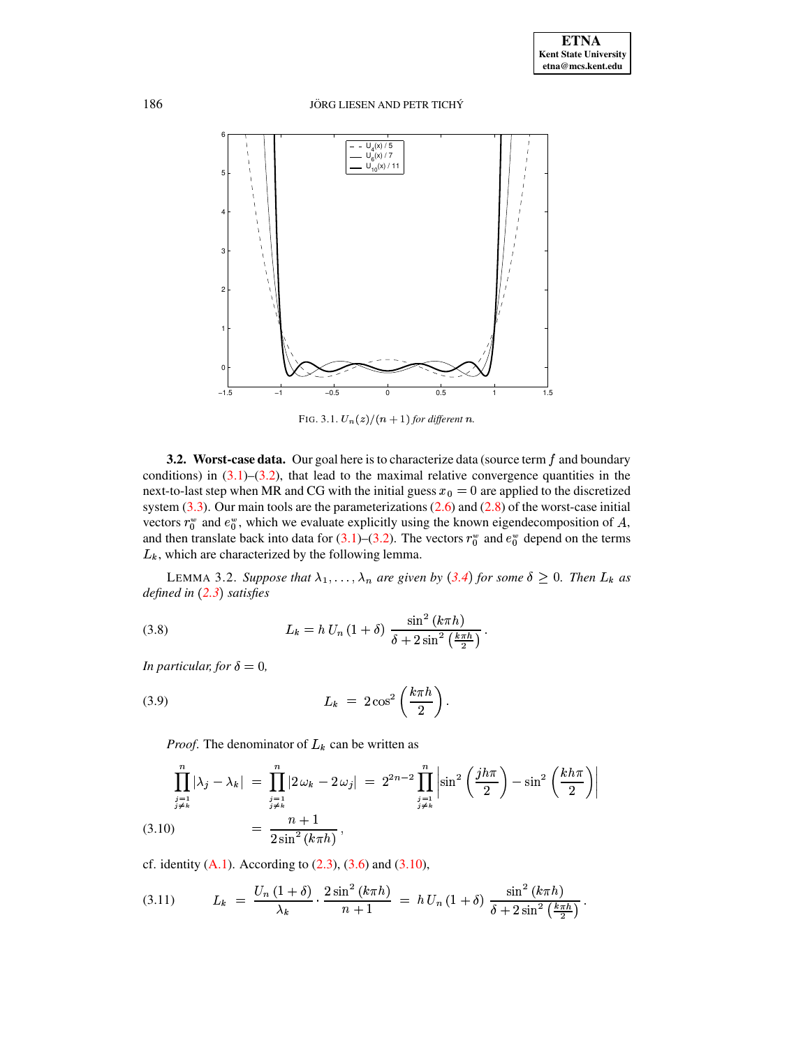FIG. 3.1. $U_n(z)/(n+1)$ *for different* $n$.

**3.2. Worst-case data.** Our goal here is to characterize data (source term $f$ and boundary conditions) in (3.1)–(3.2), that lead to the maximal relative convergence quantities in the next-to-last step when MR and CG with the initial guess $x_0 = 0$ are applied to the discretized system (3.3). Our main tools are the parameterizations (2.6) and (2.8) of the worst-case initial vectors $r_0^w$ and $e_0^w$, which we evaluate explicitly using the known eigendecomposition of $A$, and then translate back into data for (3.1)–(3.2). The vectors $r_0^w$ and $e_0^w$ depend on the terms $L_k$, which are characterized by the following lemma.

LEMMA 3.2. *Suppose that* $\lambda_1, \ldots, \lambda_n$ *are given by* (3.4) *for some* $\delta \geq 0$. *Then* $L_k$ *as defined in* (2.3) *satisfies*

$$L_k = h\, U_n\,(1+\delta)\, \frac{\sin^2(k\pi h)}{\delta + 2\sin^2\left(\frac{k\pi h}{2}\right)}. \tag{3.8}$$

*In particular, for* $\delta = 0$,

$$L_k \;=\; 2\cos^2\left(\frac{k\pi h}{2}\right). \tag{3.9}$$

*Proof.* The denominator of $L_k$ can be written as

$$\begin{aligned}
\prod_{\substack{j=1\\ j\neq k}}^{n} |\lambda_j - \lambda_k| \;&=\; \prod_{\substack{j=1\\ j\neq k}}^{n} |2\,\omega_k - 2\,\omega_j| \;=\; 2^{2n-2} \prod_{\substack{j=1\\ j\neq k}}^{n} \left|\sin^2\left(\frac{jh\pi}{2}\right) - \sin^2\left(\frac{kh\pi}{2}\right)\right| \\
&=\; \frac{n+1}{2\sin^2(k\pi h)},
\end{aligned} \tag{3.10}$$

cf. identity (A.1). According to (2.3), (3.6) and (3.10),

$$L_k \;=\; \frac{U_n\,(1+\delta)}{\lambda_k} \cdot \frac{2\sin^2(k\pi h)}{n+1} \;=\; h\, U_n\,(1+\delta)\, \frac{\sin^2(k\pi h)}{\delta + 2\sin^2\left(\frac{k\pi h}{2}\right)}. \tag{3.11}$$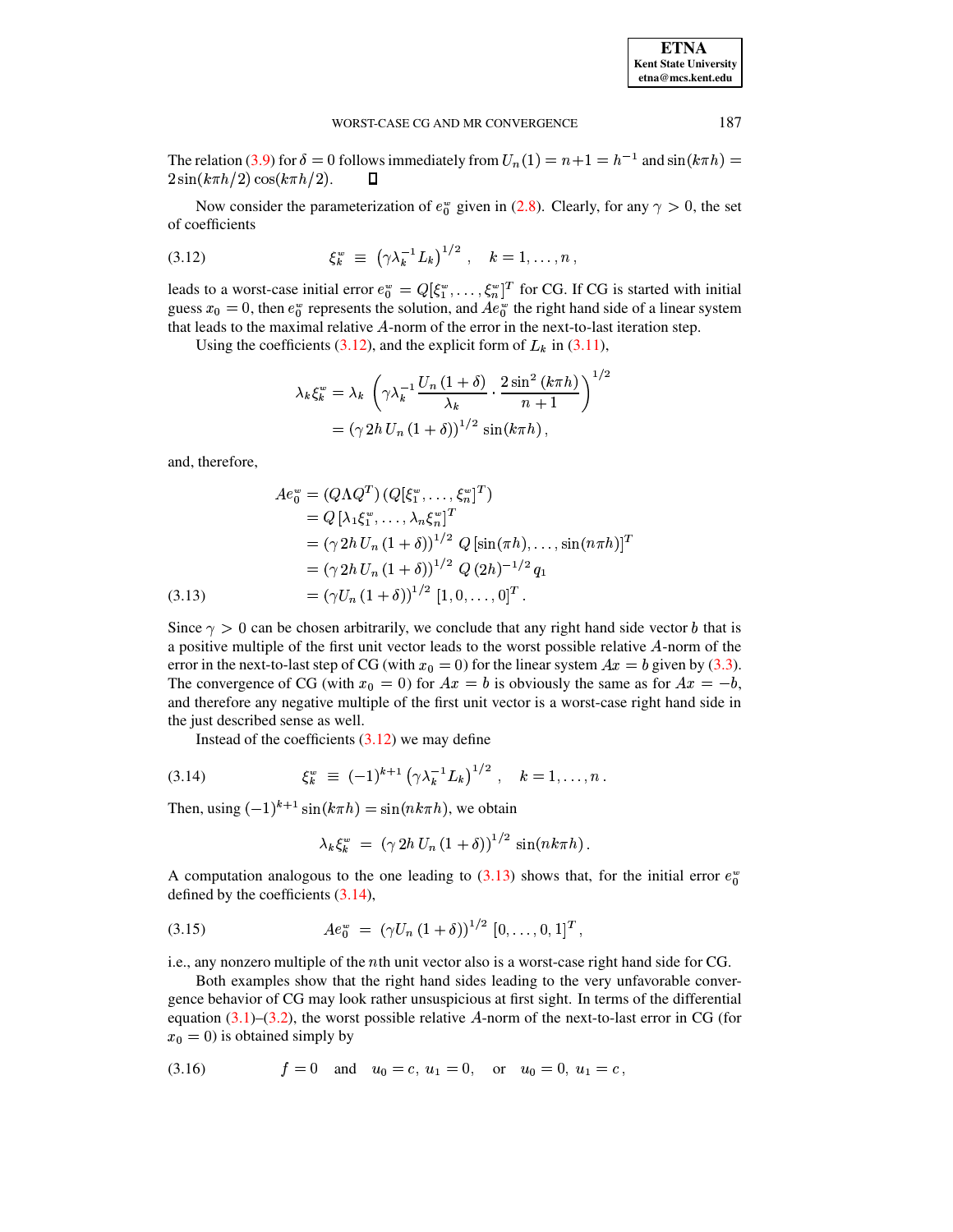The relation (3.9) for $\delta = 0$ follows immediately from $U_n(1) = n+1 = h^{-1}$ and $\sin(k\pi h) = 2\sin(k\pi h/2)\cos(k\pi h/2)$. $\square$

Now consider the parameterization of $e_0^w$ given in (2.8). Clearly, for any $\gamma > 0$, the set of coefficients

$$\xi_k^w \equiv \left(\gamma \lambda_k^{-1} L_k\right)^{1/2}, \quad k = 1, \ldots, n, \tag{3.12}$$

leads to a worst-case initial error $e_0^w = Q[\xi_1^w, \ldots, \xi_n^w]^T$ for CG. If CG is started with initial guess $x_0 = 0$, then $e_0^w$ represents the solution, and $Ae_0^w$ the right hand side of a linear system that leads to the maximal relative $A$-norm of the error in the next-to-last iteration step.

Using the coefficients (3.12), and the explicit form of $L_k$ in (3.11),

$$\begin{aligned}
\lambda_k \xi_k^w &= \lambda_k \left(\gamma \lambda_k^{-1} \frac{U_n(1+\delta)}{\lambda_k} \cdot \frac{2\sin^2(k\pi h)}{n+1}\right)^{1/2} \\
&= \left(\gamma\, 2h\, U_n(1+\delta)\right)^{1/2} \sin(k\pi h),
\end{aligned}$$

and, therefore,

$$\begin{aligned}
Ae_0^w &= (Q\Lambda Q^T)\,(Q[\xi_1^w, \ldots, \xi_n^w]^T) \\
&= Q\,[\lambda_1 \xi_1^w, \ldots, \lambda_n \xi_n^w]^T \\
&= \left(\gamma\, 2h\, U_n(1+\delta)\right)^{1/2} Q\,[\sin(\pi h), \ldots, \sin(n\pi h)]^T \\
&= \left(\gamma\, 2h\, U_n(1+\delta)\right)^{1/2} Q\,(2h)^{-1/2} q_1 \\
&= \left(\gamma U_n(1+\delta)\right)^{1/2} [1, 0, \ldots, 0]^T.
\end{aligned} \tag{3.13}$$

Since $\gamma > 0$ can be chosen arbitrarily, we conclude that any right hand side vector $b$ that is a positive multiple of the first unit vector leads to the worst possible relative $A$-norm of the error in the next-to-last step of CG (with $x_0 = 0$) for the linear system $Ax = b$ given by (3.3). The convergence of CG (with $x_0 = 0$) for $Ax = b$ is obviously the same as for $Ax = -b$, and therefore any negative multiple of the first unit vector is a worst-case right hand side in the just described sense as well.

Instead of the coefficients (3.12) we may define

$$\xi_k^w \equiv (-1)^{k+1} \left(\gamma \lambda_k^{-1} L_k\right)^{1/2}, \quad k = 1, \ldots, n. \tag{3.14}$$

Then, using $(-1)^{k+1}\sin(k\pi h) = \sin(nk\pi h)$, we obtain

$$\lambda_k \xi_k^w = \left(\gamma\, 2h\, U_n(1+\delta)\right)^{1/2} \sin(nk\pi h).$$

A computation analogous to the one leading to (3.13) shows that, for the initial error $e_0^w$ defined by the coefficients (3.14),

$$Ae_0^w = \left(\gamma U_n(1+\delta)\right)^{1/2} [0, \ldots, 0, 1]^T, \tag{3.15}$$

i.e., any nonzero multiple of the $n$th unit vector also is a worst-case right hand side for CG.

Both examples show that the right hand sides leading to the very unfavorable convergence behavior of CG may look rather unsuspicious at first sight. In terms of the differential equation (3.1)–(3.2), the worst possible relative $A$-norm of the next-to-last error in CG (for $x_0 = 0$) is obtained simply by

$$f = 0 \quad \text{and} \quad u_0 = c,\ u_1 = 0, \quad \text{or} \quad u_0 = 0,\ u_1 = c, \tag{3.16}$$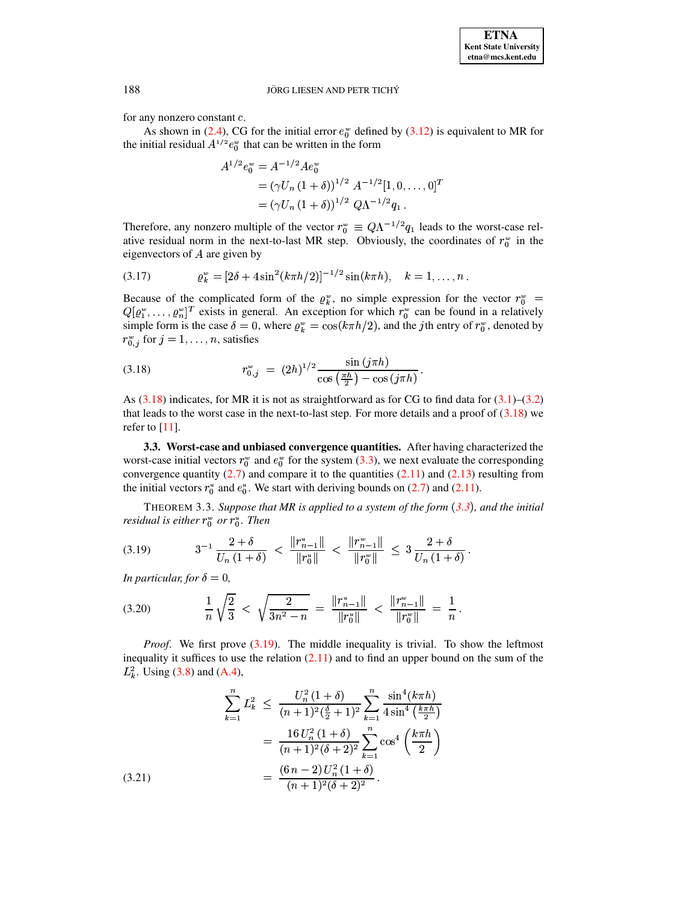for any nonzero constant $c$.

As shown in (2.4), CG for the initial error $e_0^w$ defined by (3.12) is equivalent to MR for the initial residual $A^{1/2}e_0^w$ that can be written in the form

$$
\begin{aligned}
A^{1/2}e_0^w &= A^{-1/2}Ae_0^w \\
&= (\gamma U_n(1+\delta))^{1/2}\, A^{-1/2}[1,0,\ldots,0]^T \\
&= (\gamma U_n(1+\delta))^{1/2}\, Q\Lambda^{-1/2}q_1 \,.
\end{aligned}
$$

Therefore, any nonzero multiple of the vector $r_0^w \equiv Q\Lambda^{-1/2}q_1$ leads to the worst-case relative residual norm in the next-to-last MR step. Obviously, the coordinates of $r_0^w$ in the eigenvectors of $A$ are given by

$$
\varrho_k^w = [2\delta + 4\sin^2(k\pi h/2)]^{-1/2}\sin(k\pi h), \quad k=1,\ldots,n\,. \tag{3.17}
$$

Because of the complicated form of the $\varrho_k^w$, no simple expression for the vector $r_0^w = Q[\varrho_1^w,\ldots,\varrho_n^w]^T$ exists in general. An exception for which $r_0^w$ can be found in a relatively simple form is the case $\delta = 0$, where $\varrho_k^w = \cos(k\pi h/2)$, and the $j$th entry of $r_0^w$, denoted by $r_{0,j}^w$ for $j=1,\ldots,n$, satisfies

$$
r_{0,j}^w \;=\; (2h)^{1/2}\frac{\sin(j\pi h)}{\cos\left(\frac{\pi h}{2}\right) - \cos(j\pi h)}\,. \tag{3.18}
$$

As (3.18) indicates, for MR it is not as straightforward as for CG to find data for (3.1)–(3.2) that leads to the worst case in the next-to-last step. For more details and a proof of (3.18) we refer to [11].

**3.3. Worst-case and unbiased convergence quantities.** After having characterized the worst-case initial vectors $r_0^w$ and $e_0^w$ for the system (3.3), we next evaluate the corresponding convergence quantity (2.7) and compare it to the quantities (2.11) and (2.13) resulting from the initial vectors $r_0^u$ and $e_0^u$. We start with deriving bounds on (2.7) and (2.11).

THEOREM 3.3. *Suppose that MR is applied to a system of the form (3.3), and the initial residual is either $r_0^w$ or $r_0^u$. Then*

$$
3^{-1}\,\frac{2+\delta}{U_n(1+\delta)} \;<\; \frac{\|r_{n-1}^u\|}{\|r_0^u\|} \;<\; \frac{\|r_{n-1}^w\|}{\|r_0^w\|} \;\le\; 3\,\frac{2+\delta}{U_n(1+\delta)}\,. \tag{3.19}
$$

*In particular, for $\delta = 0$,*

$$
\frac{1}{n}\sqrt{\frac{2}{3}} \;<\; \sqrt{\frac{2}{3n^2-n}} \;=\; \frac{\|r_{n-1}^u\|}{\|r_0^u\|} \;<\; \frac{\|r_{n-1}^w\|}{\|r_0^w\|} \;=\; \frac{1}{n}\,. \tag{3.20}
$$

*Proof.* We first prove (3.19). The middle inequality is trivial. To show the leftmost inequality it suffices to use the relation (2.11) and to find an upper bound on the sum of the $L_k^2$. Using (3.8) and (A.4),

$$
\begin{aligned}
\sum_{k=1}^n L_k^2 \;&\le\; \frac{U_n^2(1+\delta)}{(n+1)^2(\frac{\delta}{2}+1)^2}\sum_{k=1}^n \frac{\sin^4(k\pi h)}{4\sin^4\left(\frac{k\pi h}{2}\right)} \\
&=\; \frac{16\,U_n^2(1+\delta)}{(n+1)^2(\delta+2)^2}\sum_{k=1}^n \cos^4\left(\frac{k\pi h}{2}\right) \\
&=\; \frac{(6\,n-2)\,U_n^2(1+\delta)}{(n+1)^2(\delta+2)^2}\,.
\end{aligned} \tag{3.21}
$$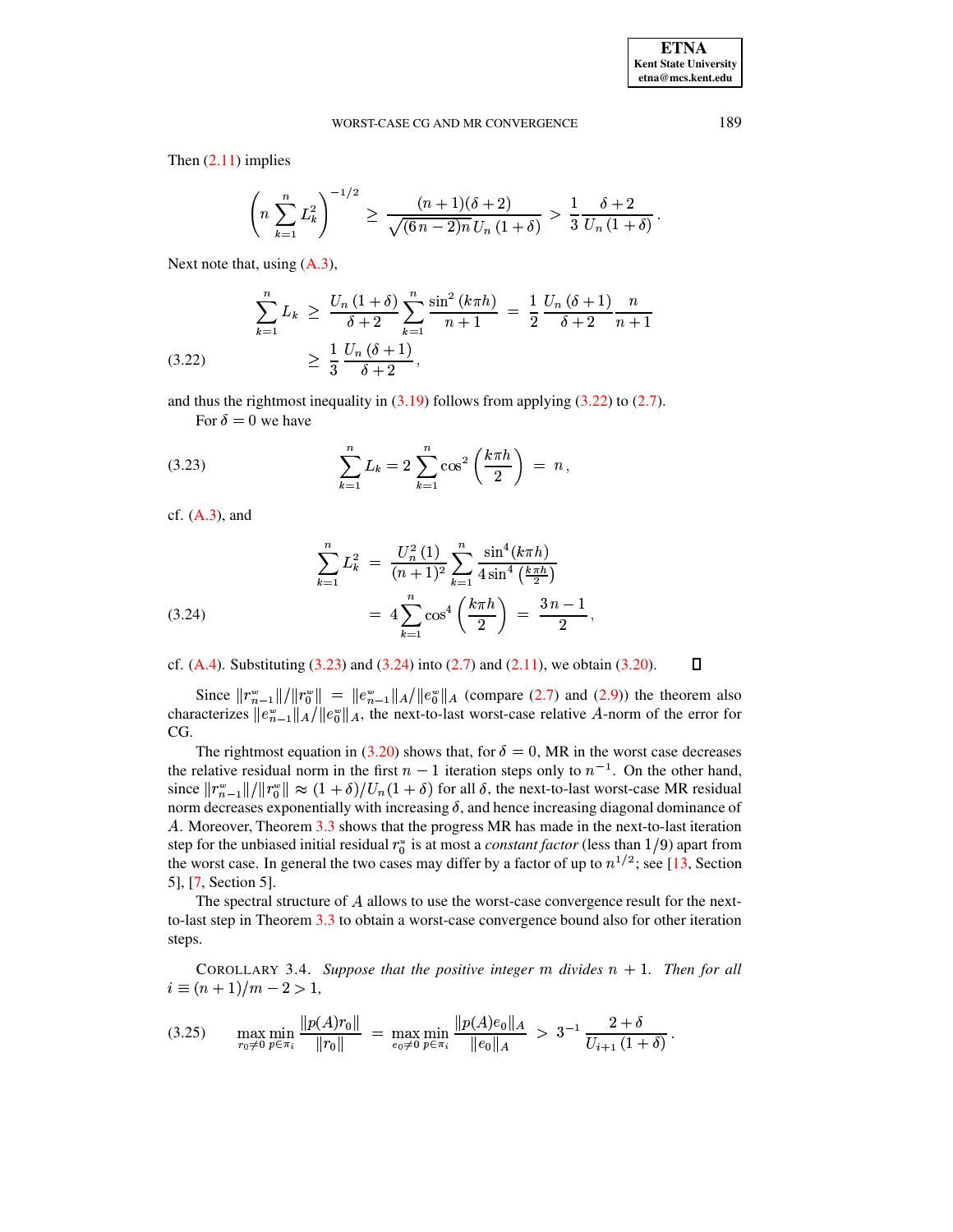Then (2.11) implies

$$\left(n\sum_{k=1}^{n} L_k^2\right)^{-1/2} \geq \frac{(n+1)(\delta+2)}{\sqrt{(6n-2)n}\,U_n\,(1+\delta)} > \frac{1}{3}\frac{\delta+2}{U_n\,(1+\delta)}\,.$$

Next note that, using (A.3),

$$\sum_{k=1}^{n} L_k \geq \frac{U_n\,(1+\delta)}{\delta+2}\sum_{k=1}^{n}\frac{\sin^2(k\pi h)}{n+1} = \frac{1}{2}\frac{U_n\,(\delta+1)}{\delta+2}\frac{n}{n+1}$$

$$\geq \frac{1}{3}\frac{U_n\,(\delta+1)}{\delta+2}, \tag{3.22}$$

and thus the rightmost inequality in (3.19) follows from applying (3.22) to (2.7).

For $\delta = 0$ we have

$$\sum_{k=1}^{n} L_k = 2\sum_{k=1}^{n}\cos^2\left(\frac{k\pi h}{2}\right) = n\,, \tag{3.23}$$

cf. (A.3), and

$$\sum_{k=1}^{n} L_k^2 = \frac{U_n^2\,(1)}{(n+1)^2}\sum_{k=1}^{n}\frac{\sin^4(k\pi h)}{4\sin^4\left(\frac{k\pi h}{2}\right)}$$

$$= 4\sum_{k=1}^{n}\cos^4\left(\frac{k\pi h}{2}\right) = \frac{3n-1}{2}, \tag{3.24}$$

cf. (A.4). Substituting (3.23) and (3.24) into (2.7) and (2.11), we obtain (3.20). □

Since $\|r_{n-1}^w\|/\|r_0^w\| = \|e_{n-1}^w\|_A/\|e_0^w\|_A$ (compare (2.7) and (2.9)) the theorem also characterizes $\|e_{n-1}^w\|_A/\|e_0^w\|_A$, the next-to-last worst-case relative $A$-norm of the error for CG.

The rightmost equation in (3.20) shows that, for $\delta = 0$, MR in the worst case decreases the relative residual norm in the first $n-1$ iteration steps only to $n^{-1}$. On the other hand, since $\|r_{n-1}^w\|/\|r_0^w\| \approx (1+\delta)/U_n(1+\delta)$ for all $\delta$, the next-to-last worst-case MR residual norm decreases exponentially with increasing $\delta$, and hence increasing diagonal dominance of $A$. Moreover, Theorem 3.3 shows that the progress MR has made in the next-to-last iteration step for the unbiased initial residual $r_0^u$ is at most a *constant factor* (less than $1/9$) apart from the worst case. In general the two cases may differ by a factor of up to $n^{1/2}$; see [13, Section 5], [7, Section 5].

The spectral structure of $A$ allows to use the worst-case convergence result for the next-to-last step in Theorem 3.3 to obtain a worst-case convergence bound also for other iteration steps.

COROLLARY 3.4. *Suppose that the positive integer $m$ divides $n+1$. Then for all $i \equiv (n+1)/m - 2 > 1$,*

$$\max_{r_0\neq 0}\min_{p\in\pi_i}\frac{\|p(A)r_0\|}{\|r_0\|} = \max_{e_0\neq 0}\min_{p\in\pi_i}\frac{\|p(A)e_0\|_A}{\|e_0\|_A} > 3^{-1}\frac{2+\delta}{U_{i+1}\,(1+\delta)}\,. \tag{3.25}$$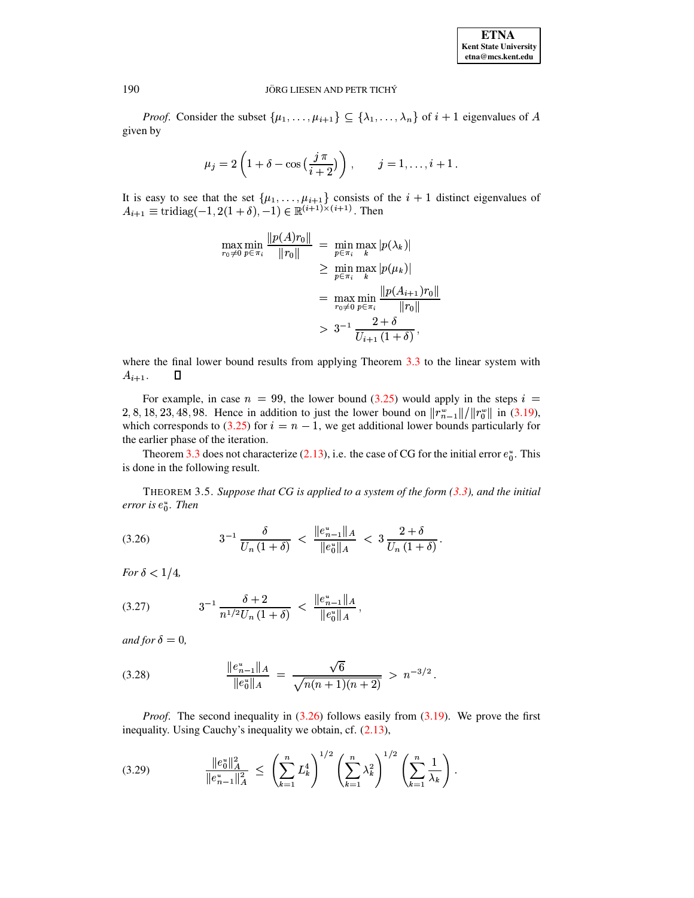*Proof*. Consider the subset $\{\mu_1, \ldots, \mu_{i+1}\} \subseteq \{\lambda_1, \ldots, \lambda_n\}$ of $i+1$ eigenvalues of $A$ given by

$$\mu_j = 2\left(1 + \delta - \cos\left(\frac{j\,\pi}{i+2}\right)\right), \qquad j = 1, \ldots, i+1\,.$$

It is easy to see that the set $\{\mu_1, \ldots, \mu_{i+1}\}$ consists of the $i+1$ distinct eigenvalues of $A_{i+1} \equiv \text{tridiag}(-1, 2(1+\delta), -1) \in \mathbb{R}^{(i+1)\times(i+1)}$. Then

$$\begin{aligned}
\max_{r_0 \neq 0} \min_{p \in \pi_i} \frac{\|p(A)r_0\|}{\|r_0\|} &= \min_{p \in \pi_i} \max_k |p(\lambda_k)| \\
&\geq \min_{p \in \pi_i} \max_k |p(\mu_k)| \\
&= \max_{r_0 \neq 0} \min_{p \in \pi_i} \frac{\|p(A_{i+1})r_0\|}{\|r_0\|} \\
&> 3^{-1}\, \frac{2+\delta}{U_{i+1}\,(1+\delta)}\,,
\end{aligned}$$

where the final lower bound results from applying Theorem 3.3 to the linear system with $A_{i+1}$. $\square$

For example, in case $n = 99$, the lower bound (3.25) would apply in the steps $i = 2, 8, 18, 23, 48, 98$. Hence in addition to just the lower bound on $\|r^w_{n-1}\|/\|r^w_0\|$ in (3.19), which corresponds to (3.25) for $i = n-1$, we get additional lower bounds particularly for the earlier phase of the iteration.

Theorem 3.3 does not characterize (2.13), i.e. the case of CG for the initial error $e^u_0$. This is done in the following result.

THEOREM 3.5. *Suppose that CG is applied to a system of the form (3.3), and the initial error is $e^u_0$. Then*

$$3^{-1}\,\frac{\delta}{U_n\,(1+\delta)} \;<\; \frac{\|e^u_{n-1}\|_A}{\|e^u_0\|_A} \;<\; 3\,\frac{2+\delta}{U_n\,(1+\delta)}\,. \tag{3.26}$$

*For $\delta < 1/4$,*

$$3^{-1}\,\frac{\delta+2}{n^{1/2}U_n\,(1+\delta)} \;<\; \frac{\|e^u_{n-1}\|_A}{\|e^u_0\|_A}\,, \tag{3.27}$$

*and for $\delta = 0$,*

$$\frac{\|e^u_{n-1}\|_A}{\|e^u_0\|_A} \;=\; \frac{\sqrt{6}}{\sqrt{n(n+1)(n+2)}} \;>\; n^{-3/2}\,. \tag{3.28}$$

*Proof*. The second inequality in (3.26) follows easily from (3.19). We prove the first inequality. Using Cauchy's inequality we obtain, cf. (2.13),

$$\frac{\|e^u_0\|^2_A}{\|e^u_{n-1}\|^2_A} \;\leq\; \left(\sum_{k=1}^{n} L_k^4\right)^{1/2} \left(\sum_{k=1}^{n} \lambda_k^2\right)^{1/2} \left(\sum_{k=1}^{n} \frac{1}{\lambda_k}\right). \tag{3.29}$$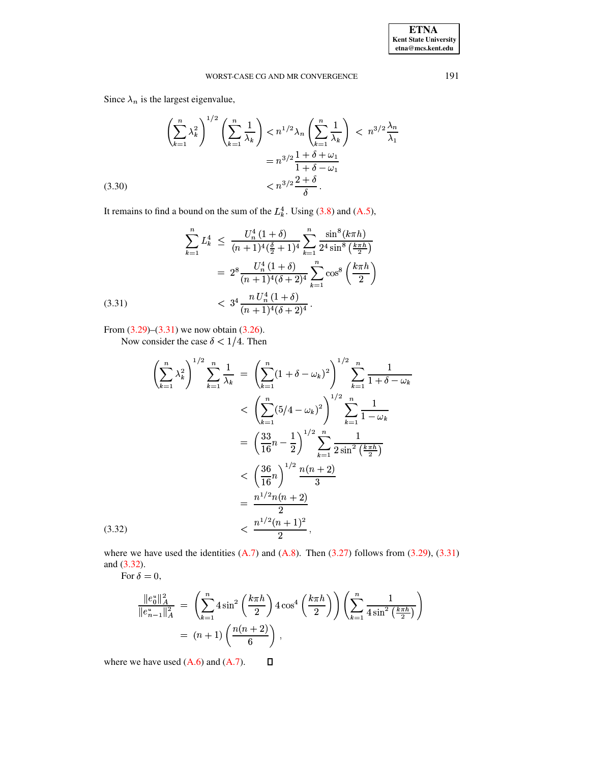Since $\lambda_n$ is the largest eigenvalue,

$$
\begin{aligned}
\left(\sum_{k=1}^{n} \lambda_k^2\right)^{1/2} \left(\sum_{k=1}^{n} \frac{1}{\lambda_k}\right) &< n^{1/2}\lambda_n \left(\sum_{k=1}^{n} \frac{1}{\lambda_k}\right) \;<\; n^{3/2}\frac{\lambda_n}{\lambda_1} \\
&= n^{3/2}\frac{1+\delta+\omega_1}{1+\delta-\omega_1} \\
&< n^{3/2}\frac{2+\delta}{\delta}\,. \qquad (3.30)
\end{aligned}
$$

It remains to find a bound on the sum of the $L_k^4$. Using (3.8) and (A.5),

$$
\begin{aligned}
\sum_{k=1}^{n} L_k^4 \;&\le\; \frac{U_n^4\,(1+\delta)}{(n+1)^4(\frac{\delta}{2}+1)^4} \sum_{k=1}^{n} \frac{\sin^8(k\pi h)}{2^4 \sin^8\left(\frac{k\pi h}{2}\right)} \\
&=\; 2^8 \frac{U_n^4\,(1+\delta)}{(n+1)^4(\delta+2)^4} \sum_{k=1}^{n} \cos^8\left(\frac{k\pi h}{2}\right) \\
&<\; 3^4\, \frac{n\,U_n^4\,(1+\delta)}{(n+1)^4(\delta+2)^4}\,. \qquad (3.31)
\end{aligned}
$$

From (3.29)–(3.31) we now obtain (3.26).

Now consider the case $\delta < 1/4$. Then

$$
\begin{aligned}
\left(\sum_{k=1}^{n} \lambda_k^2\right)^{1/2} \sum_{k=1}^{n} \frac{1}{\lambda_k} \;&=\; \left(\sum_{k=1}^{n}(1+\delta-\omega_k)^2\right)^{1/2} \sum_{k=1}^{n} \frac{1}{1+\delta-\omega_k} \\
&<\; \left(\sum_{k=1}^{n}(5/4-\omega_k)^2\right)^{1/2} \sum_{k=1}^{n} \frac{1}{1-\omega_k} \\
&=\; \left(\frac{33}{16}n - \frac{1}{2}\right)^{1/2} \sum_{k=1}^{n} \frac{1}{2\sin^2\left(\frac{k\pi h}{2}\right)} \\
&<\; \left(\frac{36}{16}n\right)^{1/2} \frac{n(n+2)}{3} \\
&=\; \frac{n^{1/2}n(n+2)}{2} \\
&<\; \frac{n^{1/2}(n+1)^2}{2}\,, \qquad (3.32)
\end{aligned}
$$

where we have used the identities (A.7) and (A.8). Then (3.27) follows from (3.29), (3.31) and (3.32).

For $\delta = 0$,

$$
\begin{aligned}
\frac{\|e_0^u\|_A^2}{\|e_{n-1}^u\|_A^2} \;&=\; \left(\sum_{k=1}^{n} 4\sin^2\left(\frac{k\pi h}{2}\right) 4\cos^4\left(\frac{k\pi h}{2}\right)\right)\left(\sum_{k=1}^{n} \frac{1}{4\sin^2\left(\frac{k\pi h}{2}\right)}\right) \\
&=\; (n+1)\left(\frac{n(n+2)}{6}\right),
\end{aligned}
$$

where we have used (A.6) and (A.7). ◻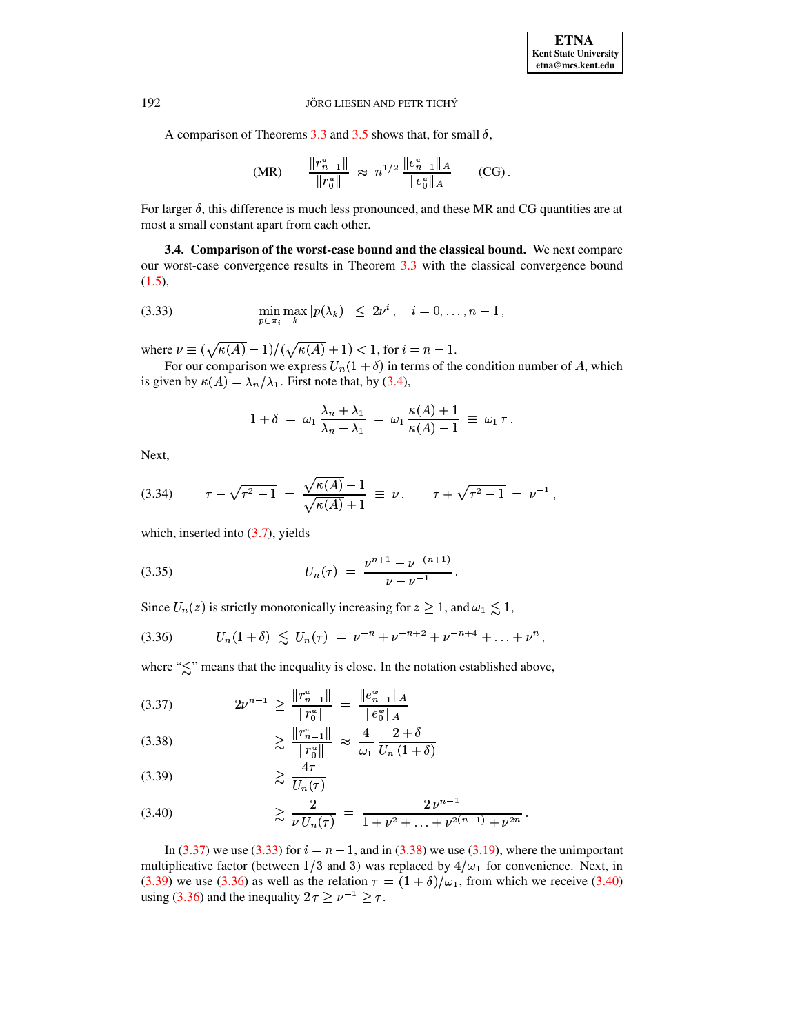A comparison of Theorems 3.3 and 3.5 shows that, for small $\delta$,

$$\text{(MR)} \qquad \frac{\|r_{n-1}^u\|}{\|r_0^u\|} \;\approx\; n^{1/2}\,\frac{\|e_{n-1}^u\|_A}{\|e_0^u\|_A} \qquad \text{(CG)}\,.$$

For larger $\delta$, this difference is much less pronounced, and these MR and CG quantities are at most a small constant apart from each other.

**3.4. Comparison of the worst-case bound and the classical bound.** We next compare our worst-case convergence results in Theorem 3.3 with the classical convergence bound (1.5),

$$\min_{p\in\pi_i}\max_k |p(\lambda_k)| \;\le\; 2\nu^i\,, \quad i=0,\dots,n-1\,, \tag{3.33}$$

where $\nu \equiv (\sqrt{\kappa(A)}-1)/(\sqrt{\kappa(A)}+1) < 1$, for $i=n-1$.

For our comparison we express $U_n(1+\delta)$ in terms of the condition number of $A$, which is given by $\kappa(A)=\lambda_n/\lambda_1$. First note that, by (3.4),

$$1+\delta \;=\; \omega_1\,\frac{\lambda_n+\lambda_1}{\lambda_n-\lambda_1} \;=\; \omega_1\,\frac{\kappa(A)+1}{\kappa(A)-1} \;\equiv\; \omega_1\,\tau\,.$$

Next,

$$\tau-\sqrt{\tau^2-1} \;=\; \frac{\sqrt{\kappa(A)}-1}{\sqrt{\kappa(A)}+1} \;\equiv\; \nu\,, \qquad \tau+\sqrt{\tau^2-1} \;=\; \nu^{-1}\,, \tag{3.34}$$

which, inserted into (3.7), yields

$$U_n(\tau) \;=\; \frac{\nu^{n+1}-\nu^{-(n+1)}}{\nu-\nu^{-1}}\,. \tag{3.35}$$

Since $U_n(z)$ is strictly monotonically increasing for $z\ge 1$, and $\omega_1 \lesssim 1$,

$$U_n(1+\delta) \;\lesssim\; U_n(\tau) \;=\; \nu^{-n}+\nu^{-n+2}+\nu^{-n+4}+\ldots+\nu^{n}\,, \tag{3.36}$$

where "$\lesssim$" means that the inequality is close. In the notation established above,

$$2\nu^{n-1} \;\ge\; \frac{\|r_{n-1}^w\|}{\|r_0^w\|} \;=\; \frac{\|e_{n-1}^w\|_A}{\|e_0^w\|_A} \tag{3.37}$$

$$\gtrsim\; \frac{\|r_{n-1}^u\|}{\|r_0^u\|} \;\approx\; \frac{4}{\omega_1}\,\frac{2+\delta}{U_n\,(1+\delta)} \tag{3.38}$$

$$\gtrsim\; \frac{4\tau}{U_n(\tau)} \tag{3.39}$$

$$\gtrsim\; \frac{2}{\nu\,U_n(\tau)} \;=\; \frac{2\,\nu^{n-1}}{1+\nu^2+\ldots+\nu^{2(n-1)}+\nu^{2n}}\,. \tag{3.40}$$

In (3.37) we use (3.33) for $i=n-1$, and in (3.38) we use (3.19), where the unimportant multiplicative factor (between $1/3$ and $3$) was replaced by $4/\omega_1$ for convenience. Next, in (3.39) we use (3.36) as well as the relation $\tau=(1+\delta)/\omega_1$, from which we receive (3.40) using (3.36) and the inequality $2\tau \ge \nu^{-1} \ge \tau$.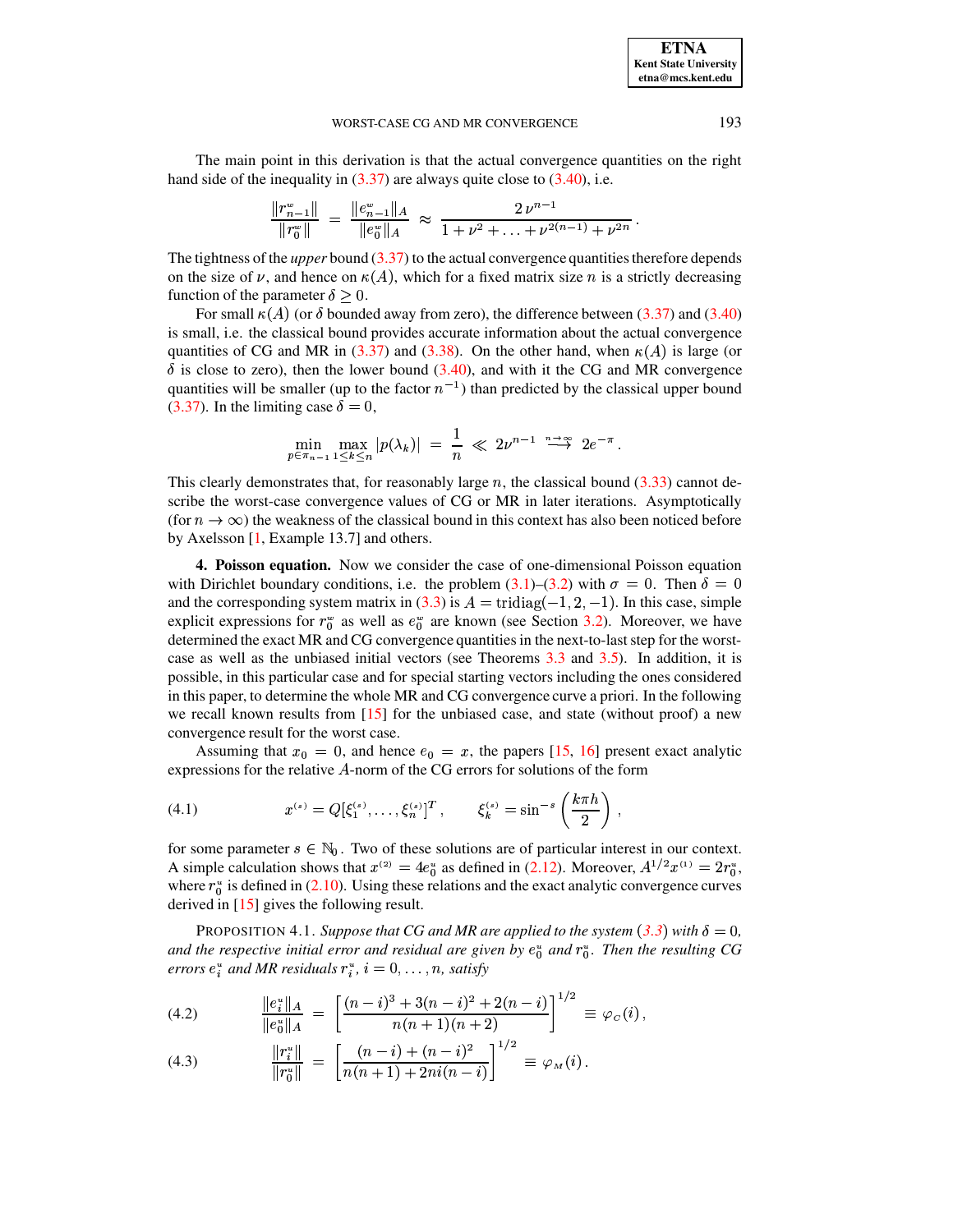The main point in this derivation is that the actual convergence quantities on the right hand side of the inequality in (3.37) are always quite close to (3.40), i.e.

$$\frac{\|r^w_{n-1}\|}{\|r^w_0\|} \;=\; \frac{\|e^w_{n-1}\|_A}{\|e^w_0\|_A} \;\approx\; \frac{2\,\nu^{n-1}}{1+\nu^2+\ldots+\nu^{2(n-1)}+\nu^{2n}}\,.$$

The tightness of the *upper* bound (3.37) to the actual convergence quantities therefore depends on the size of $\nu$, and hence on $\kappa(A)$, which for a fixed matrix size $n$ is a strictly decreasing function of the parameter $\delta \geq 0$.

For small $\kappa(A)$ (or $\delta$ bounded away from zero), the difference between (3.37) and (3.40) is small, i.e. the classical bound provides accurate information about the actual convergence quantities of CG and MR in (3.37) and (3.38). On the other hand, when $\kappa(A)$ is large (or $\delta$ is close to zero), then the lower bound (3.40), and with it the CG and MR convergence quantities will be smaller (up to the factor $n^{-1}$) than predicted by the classical upper bound (3.37). In the limiting case $\delta = 0$,

$$\min_{p\in\pi_{n-1}} \max_{1\leq k\leq n} |p(\lambda_k)| \;=\; \frac{1}{n} \;\ll\; 2\nu^{n-1} \;\overset{n\to\infty}{\longrightarrow}\; 2e^{-\pi}\,.$$

This clearly demonstrates that, for reasonably large $n$, the classical bound (3.33) cannot describe the worst-case convergence values of CG or MR in later iterations. Asymptotically (for $n\to\infty$) the weakness of the classical bound in this context has also been noticed before by Axelsson [1, Example 13.7] and others.

**4. Poisson equation.** Now we consider the case of one-dimensional Poisson equation with Dirichlet boundary conditions, i.e. the problem (3.1)–(3.2) with $\sigma = 0$. Then $\delta = 0$ and the corresponding system matrix in (3.3) is $A = \mathrm{tridiag}(-1, 2, -1)$. In this case, simple explicit expressions for $r^w_0$ as well as $e^w_0$ are known (see Section 3.2). Moreover, we have determined the exact MR and CG convergence quantities in the next-to-last step for the worst-case as well as the unbiased initial vectors (see Theorems 3.3 and 3.5). In addition, it is possible, in this particular case and for special starting vectors including the ones considered in this paper, to determine the whole MR and CG convergence curve a priori. In the following we recall known results from [15] for the unbiased case, and state (without proof) a new convergence result for the worst case.

Assuming that $x_0 = 0$, and hence $e_0 = x$, the papers [15, 16] present exact analytic expressions for the relative $A$-norm of the CG errors for solutions of the form

$$x^{(s)} = Q[\xi^{(s)}_1, \ldots, \xi^{(s)}_n]^T\,, \qquad \xi^{(s)}_k = \sin^{-s}\left(\frac{k\pi h}{2}\right)\,, \tag{4.1}$$

for some parameter $s \in \mathbb{N}_0$. Two of these solutions are of particular interest in our context. A simple calculation shows that $x^{(2)} = 4e^u_0$ as defined in (2.12). Moreover, $A^{1/2}x^{(1)} = 2r^u_0$, where $r^u_0$ is defined in (2.10). Using these relations and the exact analytic convergence curves derived in [15] gives the following result.

PROPOSITION 4.1. *Suppose that CG and MR are applied to the system (3.3) with $\delta = 0$, and the respective initial error and residual are given by $e^u_0$ and $r^u_0$. Then the resulting CG errors $e^u_i$ and MR residuals $r^u_i$, $i = 0, \ldots, n$, satisfy*

$$\frac{\|e^u_i\|_A}{\|e^u_0\|_A} \;=\; \left[\frac{(n-i)^3+3(n-i)^2+2(n-i)}{n(n+1)(n+2)}\right]^{1/2} \;\equiv\; \varphi_C(i)\,, \tag{4.2}$$

$$\frac{\|r^u_i\|}{\|r^u_0\|} \;=\; \left[\frac{(n-i)+(n-i)^2}{n(n+1)+2ni(n-i)}\right]^{1/2} \;\equiv\; \varphi_M(i)\,. \tag{4.3}$$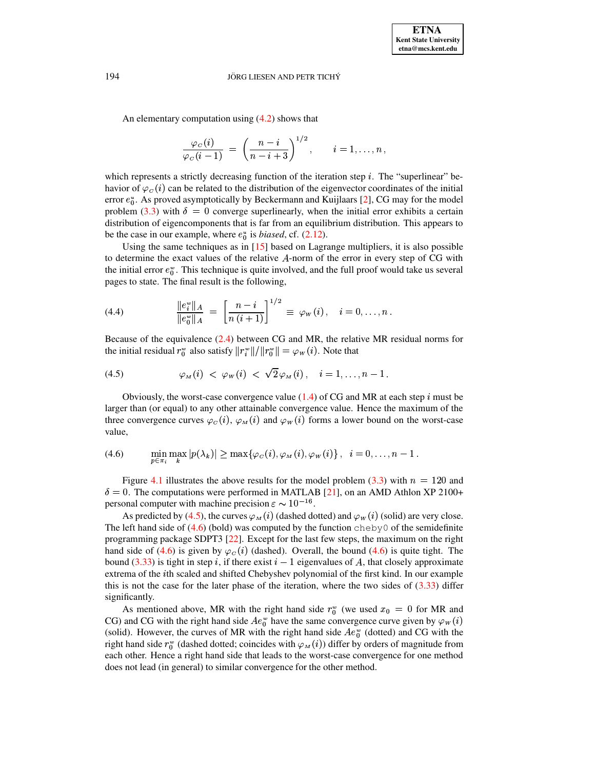An elementary computation using (4.2) shows that

$$\frac{\varphi_C(i)}{\varphi_C(i-1)} = \left(\frac{n-i}{n-i+3}\right)^{1/2}, \qquad i = 1, \ldots, n,$$

which represents a strictly decreasing function of the iteration step $i$. The "superlinear" behavior of $\varphi_C(i)$ can be related to the distribution of the eigenvector coordinates of the initial error $e_0^u$. As proved asymptotically by Beckermann and Kuijlaars [2], CG may for the model problem (3.3) with $\delta = 0$ converge superlinearly, when the initial error exhibits a certain distribution of eigencomponents that is far from an equilibrium distribution. This appears to be the case in our example, where $e_0^u$ is *biased*, cf. (2.12).

Using the same techniques as in [15] based on Lagrange multipliers, it is also possible to determine the exact values of the relative $A$-norm of the error in every step of CG with the initial error $e_0^w$. This technique is quite involved, and the full proof would take us several pages to state. The final result is the following,

$$\frac{\|e_i^w\|_A}{\|e_0^w\|_A} = \left[\frac{n-i}{n\,(i+1)}\right]^{1/2} \equiv \varphi_W(i), \quad i = 0, \ldots, n. \tag{4.4}$$

Because of the equivalence (2.4) between CG and MR, the relative MR residual norms for the initial residual $r_0^w$ also satisfy $\|r_i^w\|/\|r_0^w\| = \varphi_W(i)$. Note that

$$\varphi_M(i) < \varphi_W(i) < \sqrt{2}\,\varphi_M(i), \quad i = 1, \ldots, n-1. \tag{4.5}$$

Obviously, the worst-case convergence value (1.4) of CG and MR at each step $i$ must be larger than (or equal) to any other attainable convergence value. Hence the maximum of the three convergence curves $\varphi_C(i)$, $\varphi_M(i)$ and $\varphi_W(i)$ forms a lower bound on the worst-case value,

$$\min_{p \in \pi_i} \max_k |p(\lambda_k)| \geq \max\{\varphi_C(i), \varphi_M(i), \varphi_W(i)\}, \quad i = 0, \ldots, n-1. \tag{4.6}$$

Figure 4.1 illustrates the above results for the model problem (3.3) with $n = 120$ and $\delta = 0$. The computations were performed in MATLAB [21], on an AMD Athlon XP 2100+ personal computer with machine precision $\varepsilon \sim 10^{-16}$.

As predicted by (4.5), the curves $\varphi_M(i)$ (dashed dotted) and $\varphi_W(i)$ (solid) are very close. The left hand side of (4.6) (bold) was computed by the function cheby0 of the semidefinite programming package SDPT3 [22]. Except for the last few steps, the maximum on the right hand side of (4.6) is given by $\varphi_C(i)$ (dashed). Overall, the bound (4.6) is quite tight. The bound (3.33) is tight in step $i$, if there exist $i-1$ eigenvalues of $A$, that closely approximate extrema of the $i$th scaled and shifted Chebyshev polynomial of the first kind. In our example this is not the case for the later phase of the iteration, where the two sides of (3.33) differ significantly.

As mentioned above, MR with the right hand side $r_0^w$ (we used $x_0 = 0$ for MR and CG) and CG with the right hand side $Ae_0^w$ have the same convergence curve given by $\varphi_W(i)$ (solid). However, the curves of MR with the right hand side $Ae_0^u$ (dotted) and CG with the right hand side $r_0^w$ (dashed dotted; coincides with $\varphi_M(i)$) differ by orders of magnitude from each other. Hence a right hand side that leads to the worst-case convergence for one method does not lead (in general) to similar convergence for the other method.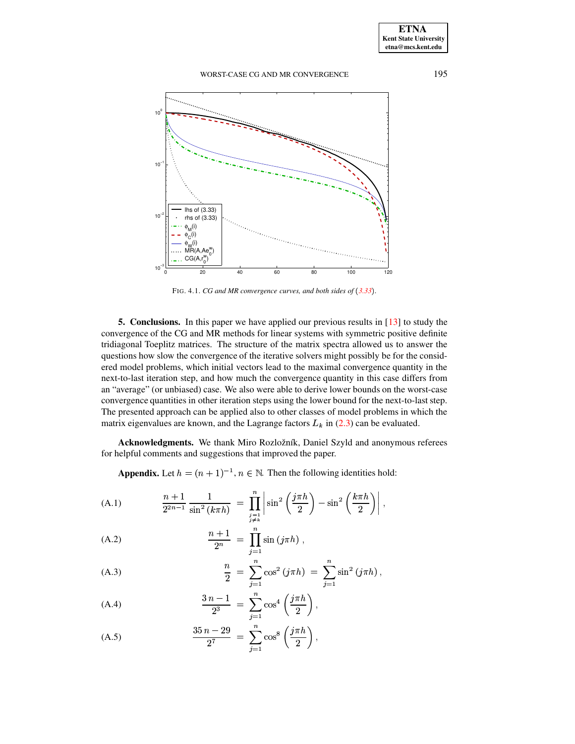10^0

10^{-1}

10^{-2}

10^{-3}

0 20 40 60 80 100 120

lhs of (3.33)
rhs of (3.33)
$\phi_M(i)$
$\phi_C(i)$
$\phi_W(i)$
$MR(A,Ae_0^w)$
$CG(A,r_0^w)$

FIG. 4.1. *CG and MR convergence curves, and both sides of (3.33).*

**5. Conclusions.** In this paper we have applied our previous results in [13] to study the convergence of the CG and MR methods for linear systems with symmetric positive definite tridiagonal Toeplitz matrices. The structure of the matrix spectra allowed us to answer the questions how slow the convergence of the iterative solvers might possibly be for the considered model problems, which initial vectors lead to the maximal convergence quantity in the next-to-last iteration step, and how much the convergence quantity in this case differs from an "average" (or unbiased) case. We also were able to derive lower bounds on the worst-case convergence quantities in other iteration steps using the lower bound for the next-to-last step. The presented approach can be applied also to other classes of model problems in which the matrix eigenvalues are known, and the Lagrange factors $L_k$ in (2.3) can be evaluated.

**Acknowledgments.** We thank Miro Rozložník, Daniel Szyld and anonymous referees for helpful comments and suggestions that improved the paper.

**Appendix.** Let $h = (n+1)^{-1}$, $n \in \mathbb{N}$. Then the following identities hold:

$$\frac{n+1}{2^{2n-1}} \frac{1}{\sin^2(k\pi h)} = \prod_{\substack{j=1 \\ j \neq k}}^{n} \left| \sin^2\left(\frac{j\pi h}{2}\right) - \sin^2\left(\frac{k\pi h}{2}\right) \right| , \tag{A.1}$$

$$\frac{n+1}{2^n} = \prod_{j=1}^{n} \sin(j\pi h) , \tag{A.2}$$

$$\frac{n}{2} = \sum_{j=1}^{n} \cos^2(j\pi h) = \sum_{j=1}^{n} \sin^2(j\pi h) , \tag{A.3}$$

$$\frac{3n-1}{2^3} = \sum_{j=1}^{n} \cos^4\left(\frac{j\pi h}{2}\right) , \tag{A.4}$$

$$\frac{35n-29}{2^7} = \sum_{j=1}^{n} \cos^8\left(\frac{j\pi h}{2}\right) , \tag{A.5}$$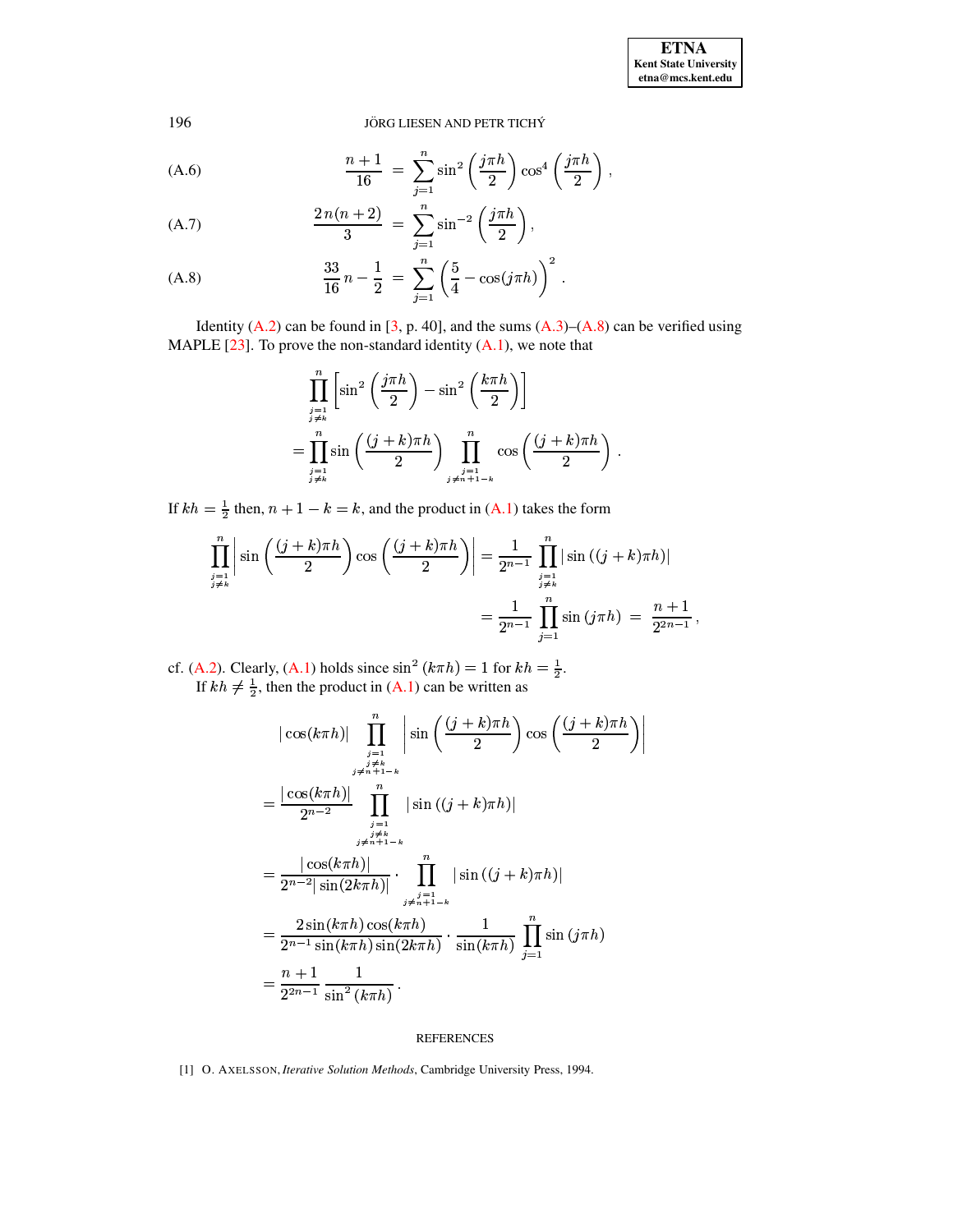$$\text{(A.6)} \qquad \frac{n+1}{16} = \sum_{j=1}^{n} \sin^2\left(\frac{j\pi h}{2}\right) \cos^4\left(\frac{j\pi h}{2}\right),$$

$$\text{(A.7)} \qquad \frac{2\,n(n+2)}{3} = \sum_{j=1}^{n} \sin^{-2}\left(\frac{j\pi h}{2}\right),$$

$$\text{(A.8)} \qquad \frac{33}{16}\,n - \frac{1}{2} = \sum_{j=1}^{n} \left(\frac{5}{4} - \cos(j\pi h)\right)^2.$$

Identity (A.2) can be found in [3, p. 40], and the sums (A.3)–(A.8) can be verified using MAPLE [23]. To prove the non-standard identity (A.1), we note that

$$\prod_{\substack{j=1\\j\neq k}}^{n} \left[\sin^2\left(\frac{j\pi h}{2}\right) - \sin^2\left(\frac{k\pi h}{2}\right)\right]$$

$$= \prod_{\substack{j=1\\j\neq k}}^{n} \sin\left(\frac{(j+k)\pi h}{2}\right) \prod_{\substack{j=1\\j\neq n+1-k}}^{n} \cos\left(\frac{(j+k)\pi h}{2}\right).$$

If $kh = \frac{1}{2}$ then, $n+1-k = k$, and the product in (A.1) takes the form

$$\prod_{\substack{j=1\\j\neq k}}^{n} \left|\sin\left(\frac{(j+k)\pi h}{2}\right)\cos\left(\frac{(j+k)\pi h}{2}\right)\right| = \frac{1}{2^{n-1}} \prod_{\substack{j=1\\j\neq k}}^{n} |\sin\left((j+k)\pi h\right)|$$

$$= \frac{1}{2^{n-1}} \prod_{j=1}^{n} \sin\left(j\pi h\right) = \frac{n+1}{2^{2n-1}},$$

cf. (A.2). Clearly, (A.1) holds since $\sin^2(k\pi h) = 1$ for $kh = \frac{1}{2}$.

If $kh \neq \frac{1}{2}$, then the product in (A.1) can be written as

$$|\cos(k\pi h)| \prod_{\substack{j=1\\j\neq k\\j\neq n+1-k}}^{n} \left|\sin\left(\frac{(j+k)\pi h}{2}\right)\cos\left(\frac{(j+k)\pi h}{2}\right)\right|$$

$$= \frac{|\cos(k\pi h)|}{2^{n-2}} \prod_{\substack{j=1\\j\neq k\\j\neq n+1-k}}^{n} |\sin\left((j+k)\pi h\right)|$$

$$= \frac{|\cos(k\pi h)|}{2^{n-2}|\sin(2k\pi h)|} \cdot \prod_{\substack{j=1\\j\neq n+1-k}}^{n} |\sin\left((j+k)\pi h\right)|$$

$$= \frac{2\sin(k\pi h)\cos(k\pi h)}{2^{n-1}\sin(k\pi h)\sin(2k\pi h)} \cdot \frac{1}{\sin(k\pi h)} \prod_{j=1}^{n} \sin\left(j\pi h\right)$$

$$= \frac{n+1}{2^{2n-1}} \frac{1}{\sin^2(k\pi h)}.$$

## REFERENCES

[1] O. AXELSSON, *Iterative Solution Methods*, Cambridge University Press, 1994.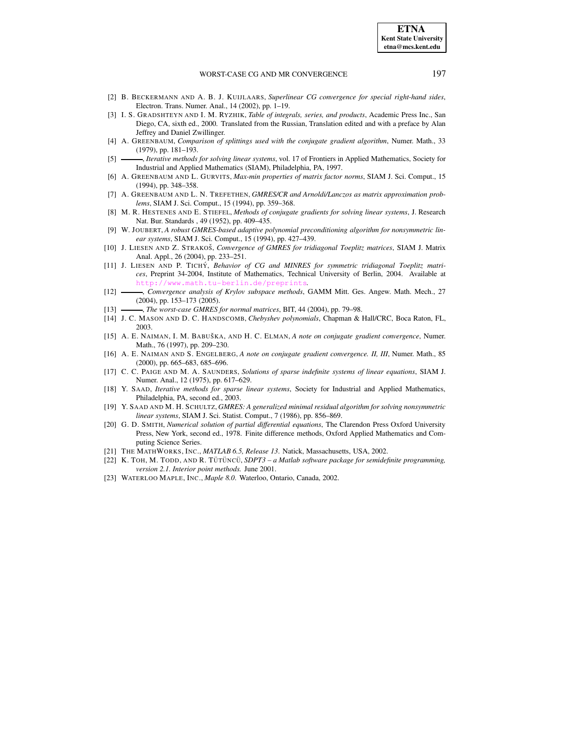[2] B. Beckermann and A. B. J. Kuijlaars, *Superlinear CG convergence for special right-hand sides*, Electron. Trans. Numer. Anal., 14 (2002), pp. 1–19.

[3] I. S. Gradshteyn and I. M. Ryzhik, *Table of integrals, series, and products*, Academic Press Inc., San Diego, CA, sixth ed., 2000. Translated from the Russian, Translation edited and with a preface by Alan Jeffrey and Daniel Zwillinger.

[4] A. Greenbaum, *Comparison of splittings used with the conjugate gradient algorithm*, Numer. Math., 33 (1979), pp. 181–193.

[5] ———, *Iterative methods for solving linear systems*, vol. 17 of Frontiers in Applied Mathematics, Society for Industrial and Applied Mathematics (SIAM), Philadelphia, PA, 1997.

[6] A. Greenbaum and L. Gurvits, *Max-min properties of matrix factor norms*, SIAM J. Sci. Comput., 15 (1994), pp. 348–358.

[7] A. Greenbaum and L. N. Trefethen, *GMRES/CR and Arnoldi/Lanczos as matrix approximation problems*, SIAM J. Sci. Comput., 15 (1994), pp. 359–368.

[8] M. R. Hestenes and E. Stiefel, *Methods of conjugate gradients for solving linear systems*, J. Research Nat. Bur. Standards , 49 (1952), pp. 409–435.

[9] W. Joubert, *A robust GMRES-based adaptive polynomial preconditioning algorithm for nonsymmetric linear systems*, SIAM J. Sci. Comput., 15 (1994), pp. 427–439.

[10] J. Liesen and Z. Strakoš, *Convergence of GMRES for tridiagonal Toeplitz matrices*, SIAM J. Matrix Anal. Appl., 26 (2004), pp. 233–251.

[11] J. Liesen and P. Tichý, *Behavior of CG and MINRES for symmetric tridiagonal Toeplitz matrices*, Preprint 34-2004, Institute of Mathematics, Technical University of Berlin, 2004. Available at http://www.math.tu-berlin.de/preprints.

[12] ———, *Convergence analysis of Krylov subspace methods*, GAMM Mitt. Ges. Angew. Math. Mech., 27 (2004), pp. 153–173 (2005).

[13] ———, *The worst-case GMRES for normal matrices*, BIT, 44 (2004), pp. 79–98.

[14] J. C. Mason and D. C. Handscomb, *Chebyshev polynomials*, Chapman & Hall/CRC, Boca Raton, FL, 2003.

[15] A. E. Naiman, I. M. Babuška, and H. C. Elman, *A note on conjugate gradient convergence*, Numer. Math., 76 (1997), pp. 209–230.

[16] A. E. Naiman and S. Engelberg, *A note on conjugate gradient convergence. II, III*, Numer. Math., 85 (2000), pp. 665–683, 685–696.

[17] C. C. Paige and M. A. Saunders, *Solutions of sparse indefinite systems of linear equations*, SIAM J. Numer. Anal., 12 (1975), pp. 617–629.

[18] Y. Saad, *Iterative methods for sparse linear systems*, Society for Industrial and Applied Mathematics, Philadelphia, PA, second ed., 2003.

[19] Y. Saad and M. H. Schultz, *GMRES: A generalized minimal residual algorithm for solving nonsymmetric linear systems*, SIAM J. Sci. Statist. Comput., 7 (1986), pp. 856–869.

[20] G. D. Smith, *Numerical solution of partial differential equations*, The Clarendon Press Oxford University Press, New York, second ed., 1978. Finite difference methods, Oxford Applied Mathematics and Computing Science Series.

[21] The MathWorks, Inc., *MATLAB 6.5, Release 13*. Natick, Massachusetts, USA, 2002.

[22] K. Toh, M. Todd, and R. Tütüncü, *SDPT3 – a Matlab software package for semidefinite programming, version 2.1. Interior point methods.* June 2001.

[23] Waterloo Maple, Inc., *Maple 8.0*. Waterloo, Ontario, Canada, 2002.